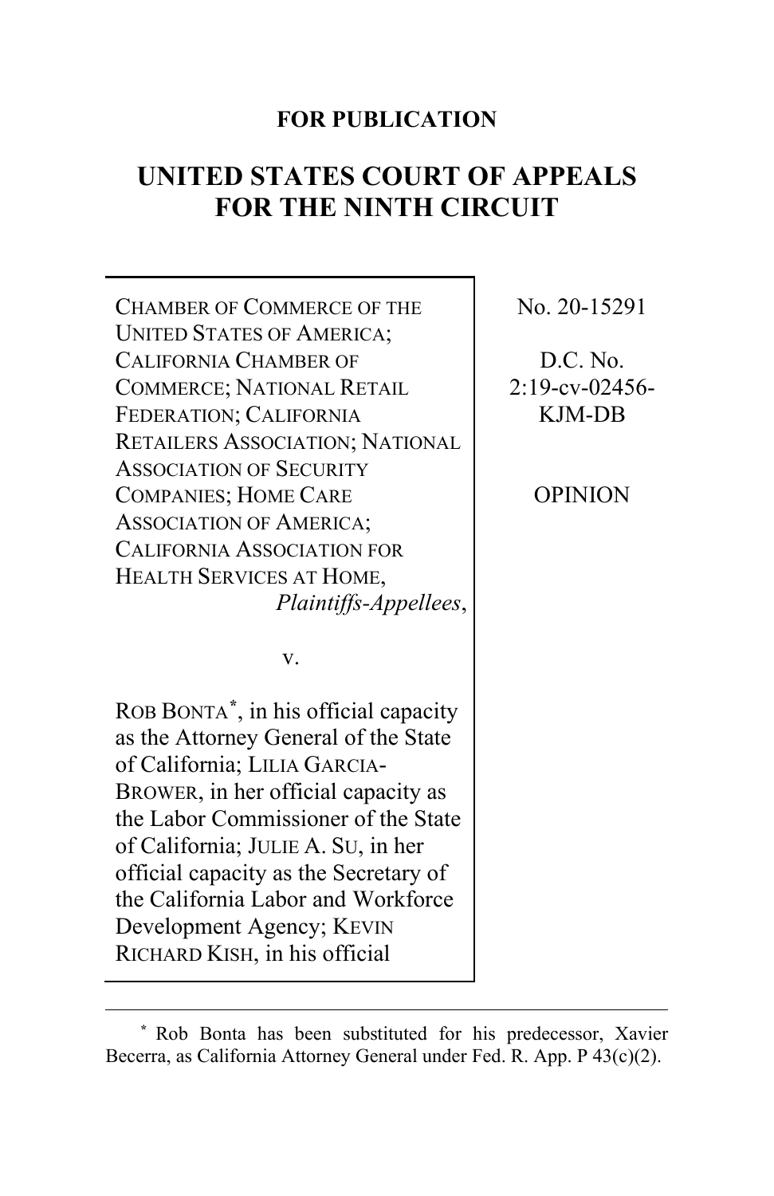**FOR PUBLICATION**

# UNITED STATES COURT OF APPEALS FOR THE NINTH CIRCUIT

| | |
|---|---|
| CHAMBER OF COMMERCE OF THE UNITED STATES OF AMERICA; CALIFORNIA CHAMBER OF COMMERCE; NATIONAL RETAIL FEDERATION; CALIFORNIA RETAILERS ASSOCIATION; NATIONAL ASSOCIATION OF SECURITY COMPANIES; HOME CARE ASSOCIATION OF AMERICA; CALIFORNIA ASSOCIATION FOR HEALTH SERVICES AT HOME, *Plaintiffs-Appellees*,<br><br>v.<br><br>ROB BONTA[*], in his official capacity as the Attorney General of the State of California; LILIA GARCIA-BROWER, in her official capacity as the Labor Commissioner of the State of California; JULIE A. SU, in her official capacity as the Secretary of the California Labor and Workforce Development Agency; KEVIN RICHARD KISH, in his official | No. 20-15291<br><br>D.C. No. 2:19-cv-02456-KJM-DB<br><br>OPINION |

[*] Rob Bonta has been substituted for his predecessor, Xavier Becerra, as California Attorney General under Fed. R. App. P 43(c)(2).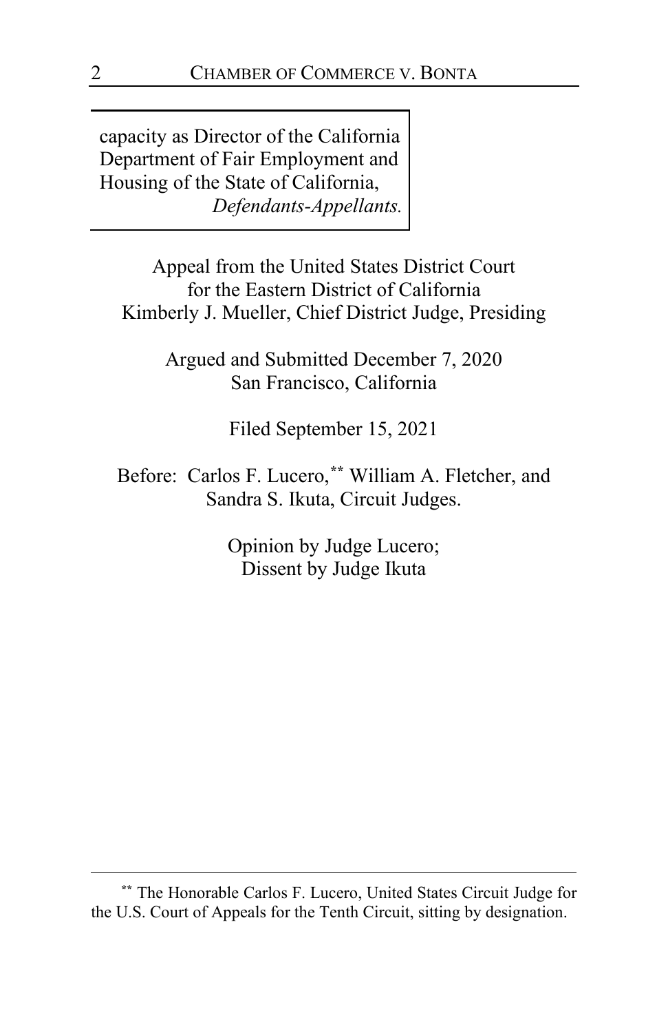capacity as Director of the California Department of Fair Employment and Housing of the State of California,
*Defendants-Appellants.*

Appeal from the United States District Court for the Eastern District of California
Kimberly J. Mueller, Chief District Judge, Presiding

Argued and Submitted December 7, 2020
San Francisco, California

Filed September 15, 2021

Before: Carlos F. Lucero,[**] William A. Fletcher, and Sandra S. Ikuta, Circuit Judges.

Opinion by Judge Lucero;
Dissent by Judge Ikuta

---

[**] The Honorable Carlos F. Lucero, United States Circuit Judge for the U.S. Court of Appeals for the Tenth Circuit, sitting by designation.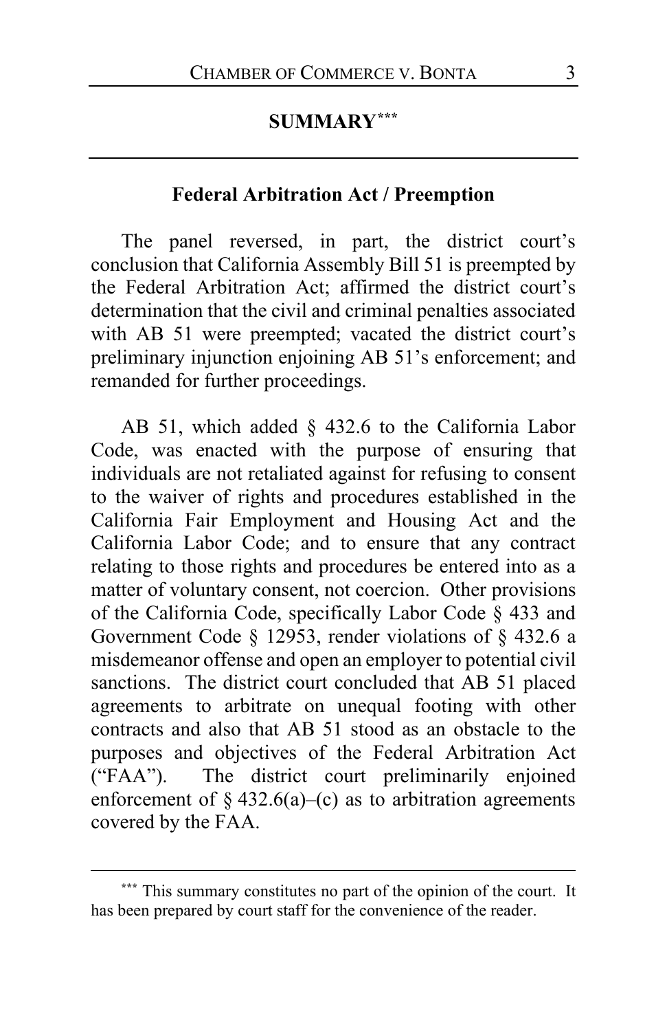## SUMMARY[***]

### Federal Arbitration Act / Preemption

The panel reversed, in part, the district court's conclusion that California Assembly Bill 51 is preempted by the Federal Arbitration Act; affirmed the district court's determination that the civil and criminal penalties associated with AB 51 were preempted; vacated the district court's preliminary injunction enjoining AB 51's enforcement; and remanded for further proceedings.

AB 51, which added § 432.6 to the California Labor Code, was enacted with the purpose of ensuring that individuals are not retaliated against for refusing to consent to the waiver of rights and procedures established in the California Fair Employment and Housing Act and the California Labor Code; and to ensure that any contract relating to those rights and procedures be entered into as a matter of voluntary consent, not coercion. Other provisions of the California Code, specifically Labor Code § 433 and Government Code § 12953, render violations of § 432.6 a misdemeanor offense and open an employer to potential civil sanctions. The district court concluded that AB 51 placed agreements to arbitrate on unequal footing with other contracts and also that AB 51 stood as an obstacle to the purposes and objectives of the Federal Arbitration Act ("FAA"). The district court preliminarily enjoined enforcement of § 432.6(a)–(c) as to arbitration agreements covered by the FAA.

---

[***] This summary constitutes no part of the opinion of the court. It has been prepared by court staff for the convenience of the reader.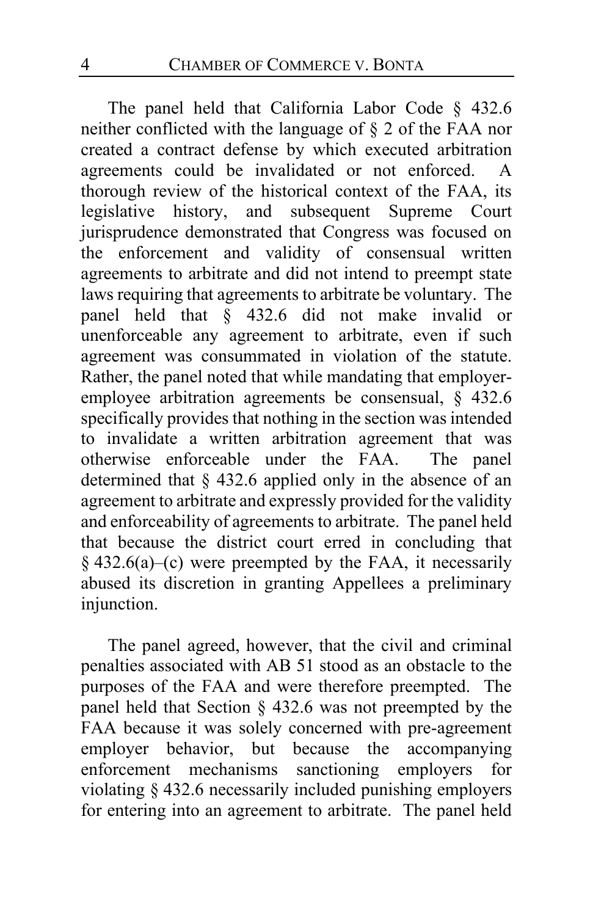The panel held that California Labor Code § 432.6 neither conflicted with the language of § 2 of the FAA nor created a contract defense by which executed arbitration agreements could be invalidated or not enforced. A thorough review of the historical context of the FAA, its legislative history, and subsequent Supreme Court jurisprudence demonstrated that Congress was focused on the enforcement and validity of consensual written agreements to arbitrate and did not intend to preempt state laws requiring that agreements to arbitrate be voluntary. The panel held that § 432.6 did not make invalid or unenforceable any agreement to arbitrate, even if such agreement was consummated in violation of the statute. Rather, the panel noted that while mandating that employer-employee arbitration agreements be consensual, § 432.6 specifically provides that nothing in the section was intended to invalidate a written arbitration agreement that was otherwise enforceable under the FAA. The panel determined that § 432.6 applied only in the absence of an agreement to arbitrate and expressly provided for the validity and enforceability of agreements to arbitrate. The panel held that because the district court erred in concluding that § 432.6(a)–(c) were preempted by the FAA, it necessarily abused its discretion in granting Appellees a preliminary injunction.

The panel agreed, however, that the civil and criminal penalties associated with AB 51 stood as an obstacle to the purposes of the FAA and were therefore preempted. The panel held that Section § 432.6 was not preempted by the FAA because it was solely concerned with pre-agreement employer behavior, but because the accompanying enforcement mechanisms sanctioning employers for violating § 432.6 necessarily included punishing employers for entering into an agreement to arbitrate. The panel held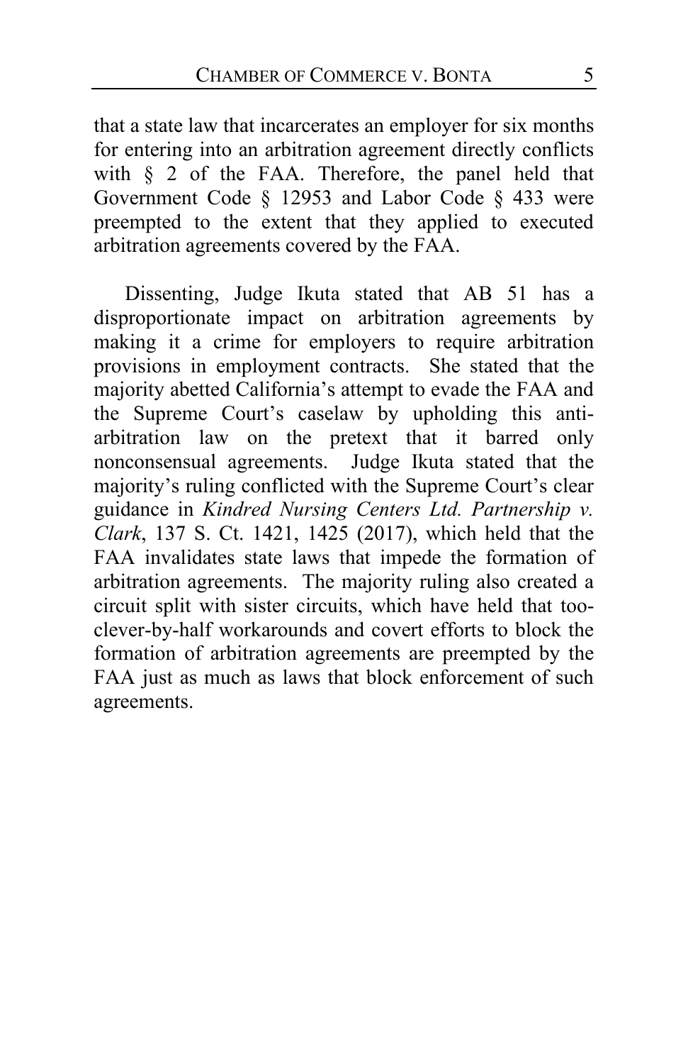that a state law that incarcerates an employer for six months for entering into an arbitration agreement directly conflicts with § 2 of the FAA. Therefore, the panel held that Government Code § 12953 and Labor Code § 433 were preempted to the extent that they applied to executed arbitration agreements covered by the FAA.

Dissenting, Judge Ikuta stated that AB 51 has a disproportionate impact on arbitration agreements by making it a crime for employers to require arbitration provisions in employment contracts. She stated that the majority abetted California's attempt to evade the FAA and the Supreme Court's caselaw by upholding this anti-arbitration law on the pretext that it barred only nonconsensual agreements. Judge Ikuta stated that the majority's ruling conflicted with the Supreme Court's clear guidance in *Kindred Nursing Centers Ltd. Partnership v. Clark*, 137 S. Ct. 1421, 1425 (2017), which held that the FAA invalidates state laws that impede the formation of arbitration agreements. The majority ruling also created a circuit split with sister circuits, which have held that too-clever-by-half workarounds and covert efforts to block the formation of arbitration agreements are preempted by the FAA just as much as laws that block enforcement of such agreements.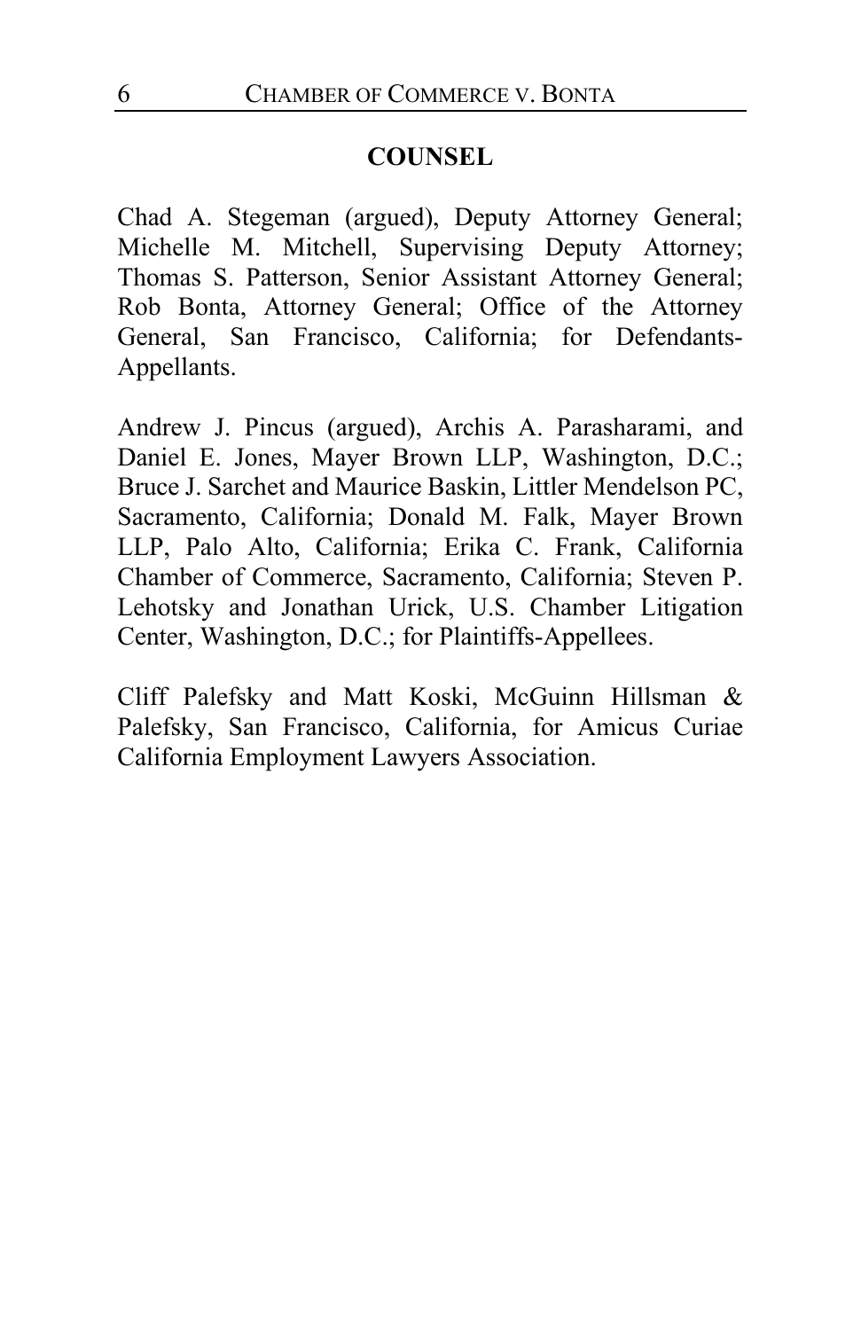## COUNSEL

Chad A. Stegeman (argued), Deputy Attorney General; Michelle M. Mitchell, Supervising Deputy Attorney; Thomas S. Patterson, Senior Assistant Attorney General; Rob Bonta, Attorney General; Office of the Attorney General, San Francisco, California; for Defendants-Appellants.

Andrew J. Pincus (argued), Archis A. Parasharami, and Daniel E. Jones, Mayer Brown LLP, Washington, D.C.; Bruce J. Sarchet and Maurice Baskin, Littler Mendelson PC, Sacramento, California; Donald M. Falk, Mayer Brown LLP, Palo Alto, California; Erika C. Frank, California Chamber of Commerce, Sacramento, California; Steven P. Lehotsky and Jonathan Urick, U.S. Chamber Litigation Center, Washington, D.C.; for Plaintiffs-Appellees.

Cliff Palefsky and Matt Koski, McGuinn Hillsman & Palefsky, San Francisco, California, for Amicus Curiae California Employment Lawyers Association.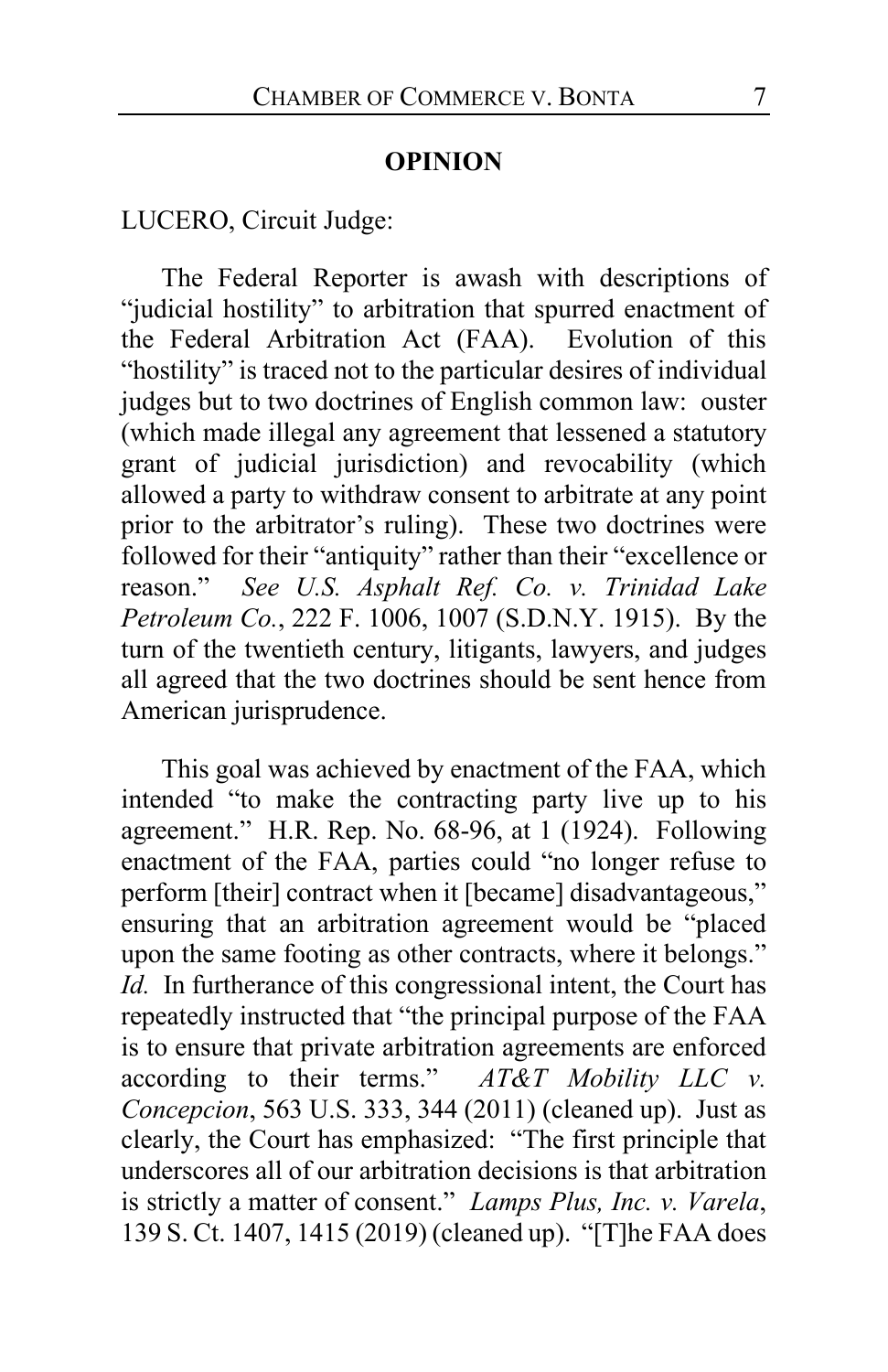## OPINION

LUCERO, Circuit Judge:

The Federal Reporter is awash with descriptions of "judicial hostility" to arbitration that spurred enactment of the Federal Arbitration Act (FAA). Evolution of this "hostility" is traced not to the particular desires of individual judges but to two doctrines of English common law: ouster (which made illegal any agreement that lessened a statutory grant of judicial jurisdiction) and revocability (which allowed a party to withdraw consent to arbitrate at any point prior to the arbitrator's ruling). These two doctrines were followed for their "antiquity" rather than their "excellence or reason." *See U.S. Asphalt Ref. Co. v. Trinidad Lake Petroleum Co.*, 222 F. 1006, 1007 (S.D.N.Y. 1915). By the turn of the twentieth century, litigants, lawyers, and judges all agreed that the two doctrines should be sent hence from American jurisprudence.

This goal was achieved by enactment of the FAA, which intended "to make the contracting party live up to his agreement." H.R. Rep. No. 68-96, at 1 (1924). Following enactment of the FAA, parties could "no longer refuse to perform [their] contract when it [became] disadvantageous," ensuring that an arbitration agreement would be "placed upon the same footing as other contracts, where it belongs." *Id.* In furtherance of this congressional intent, the Court has repeatedly instructed that "the principal purpose of the FAA is to ensure that private arbitration agreements are enforced according to their terms." *AT&T Mobility LLC v. Concepcion*, 563 U.S. 333, 344 (2011) (cleaned up). Just as clearly, the Court has emphasized: "The first principle that underscores all of our arbitration decisions is that arbitration is strictly a matter of consent." *Lamps Plus, Inc. v. Varela*, 139 S. Ct. 1407, 1415 (2019) (cleaned up). "[T]he FAA does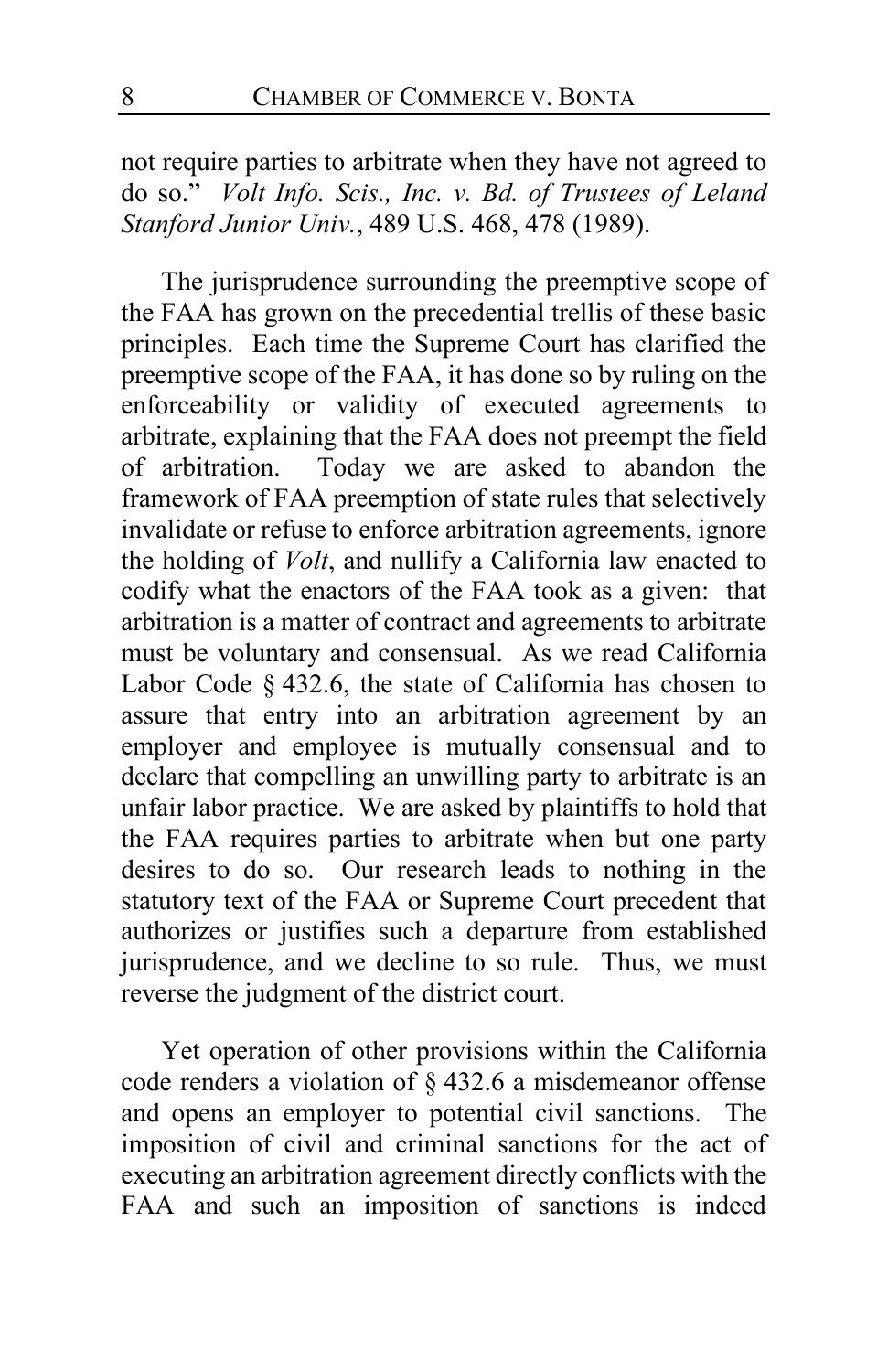not require parties to arbitrate when they have not agreed to do so." *Volt Info. Scis., Inc. v. Bd. of Trustees of Leland Stanford Junior Univ.*, 489 U.S. 468, 478 (1989).

The jurisprudence surrounding the preemptive scope of the FAA has grown on the precedential trellis of these basic principles. Each time the Supreme Court has clarified the preemptive scope of the FAA, it has done so by ruling on the enforceability or validity of executed agreements to arbitrate, explaining that the FAA does not preempt the field of arbitration. Today we are asked to abandon the framework of FAA preemption of state rules that selectively invalidate or refuse to enforce arbitration agreements, ignore the holding of *Volt*, and nullify a California law enacted to codify what the enactors of the FAA took as a given: that arbitration is a matter of contract and agreements to arbitrate must be voluntary and consensual. As we read California Labor Code § 432.6, the state of California has chosen to assure that entry into an arbitration agreement by an employer and employee is mutually consensual and to declare that compelling an unwilling party to arbitrate is an unfair labor practice. We are asked by plaintiffs to hold that the FAA requires parties to arbitrate when but one party desires to do so. Our research leads to nothing in the statutory text of the FAA or Supreme Court precedent that authorizes or justifies such a departure from established jurisprudence, and we decline to so rule. Thus, we must reverse the judgment of the district court.

Yet operation of other provisions within the California code renders a violation of § 432.6 a misdemeanor offense and opens an employer to potential civil sanctions. The imposition of civil and criminal sanctions for the act of executing an arbitration agreement directly conflicts with the FAA and such an imposition of sanctions is indeed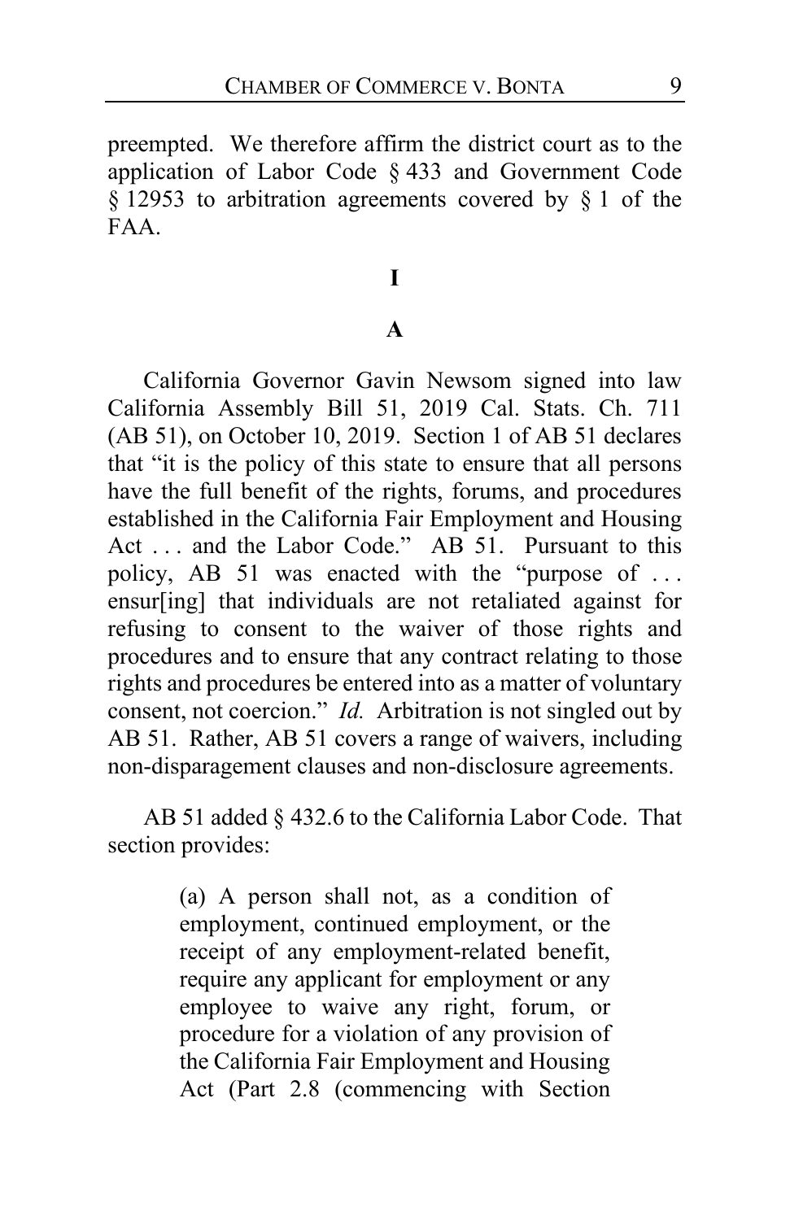preempted. We therefore affirm the district court as to the application of Labor Code § 433 and Government Code § 12953 to arbitration agreements covered by § 1 of the FAA.

# I

## A

California Governor Gavin Newsom signed into law California Assembly Bill 51, 2019 Cal. Stats. Ch. 711 (AB 51), on October 10, 2019. Section 1 of AB 51 declares that "it is the policy of this state to ensure that all persons have the full benefit of the rights, forums, and procedures established in the California Fair Employment and Housing Act . . . and the Labor Code." AB 51. Pursuant to this policy, AB 51 was enacted with the "purpose of . . . ensur[ing] that individuals are not retaliated against for refusing to consent to the waiver of those rights and procedures and to ensure that any contract relating to those rights and procedures be entered into as a matter of voluntary consent, not coercion." *Id.* Arbitration is not singled out by AB 51. Rather, AB 51 covers a range of waivers, including non-disparagement clauses and non-disclosure agreements.

AB 51 added § 432.6 to the California Labor Code. That section provides:

> (a) A person shall not, as a condition of employment, continued employment, or the receipt of any employment-related benefit, require any applicant for employment or any employee to waive any right, forum, or procedure for a violation of any provision of the California Fair Employment and Housing Act (Part 2.8 (commencing with Section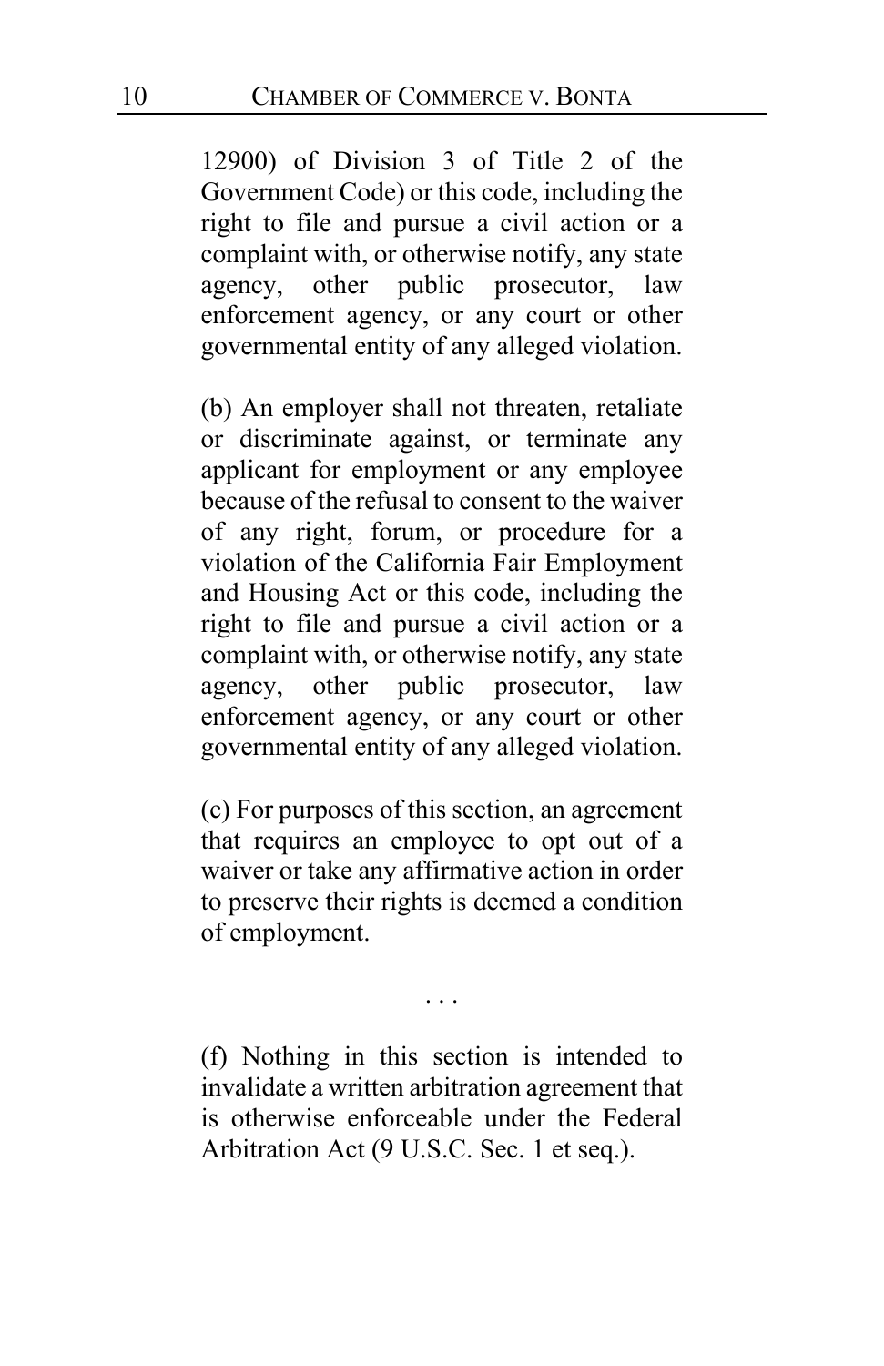12900) of Division 3 of Title 2 of the Government Code) or this code, including the right to file and pursue a civil action or a complaint with, or otherwise notify, any state agency, other public prosecutor, law enforcement agency, or any court or other governmental entity of any alleged violation.

(b) An employer shall not threaten, retaliate or discriminate against, or terminate any applicant for employment or any employee because of the refusal to consent to the waiver of any right, forum, or procedure for a violation of the California Fair Employment and Housing Act or this code, including the right to file and pursue a civil action or a complaint with, or otherwise notify, any state agency, other public prosecutor, law enforcement agency, or any court or other governmental entity of any alleged violation.

(c) For purposes of this section, an agreement that requires an employee to opt out of a waiver or take any affirmative action in order to preserve their rights is deemed a condition of employment.

. . .

(f) Nothing in this section is intended to invalidate a written arbitration agreement that is otherwise enforceable under the Federal Arbitration Act (9 U.S.C. Sec. 1 et seq.).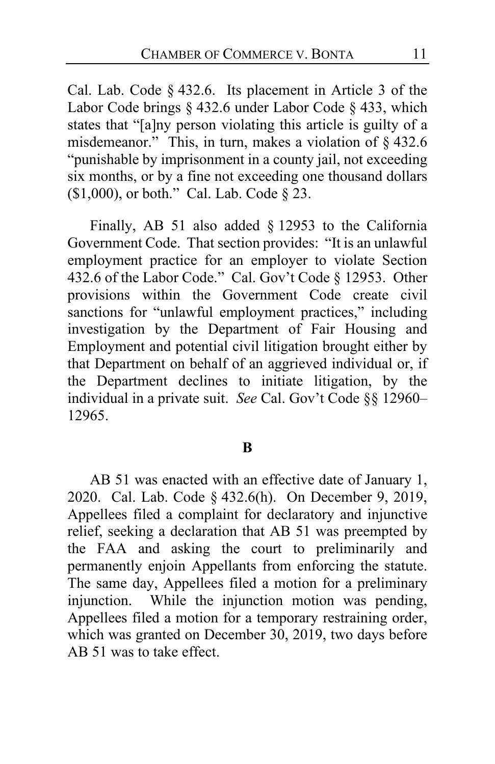Cal. Lab. Code § 432.6. Its placement in Article 3 of the Labor Code brings § 432.6 under Labor Code § 433, which states that "[a]ny person violating this article is guilty of a misdemeanor." This, in turn, makes a violation of § 432.6 "punishable by imprisonment in a county jail, not exceeding six months, or by a fine not exceeding one thousand dollars ($1,000), or both." Cal. Lab. Code § 23.

Finally, AB 51 also added § 12953 to the California Government Code. That section provides: "It is an unlawful employment practice for an employer to violate Section 432.6 of the Labor Code." Cal. Gov't Code § 12953. Other provisions within the Government Code create civil sanctions for "unlawful employment practices," including investigation by the Department of Fair Housing and Employment and potential civil litigation brought either by that Department on behalf of an aggrieved individual or, if the Department declines to initiate litigation, by the individual in a private suit. *See* Cal. Gov't Code §§ 12960–12965.

**B**

AB 51 was enacted with an effective date of January 1, 2020. Cal. Lab. Code § 432.6(h). On December 9, 2019, Appellees filed a complaint for declaratory and injunctive relief, seeking a declaration that AB 51 was preempted by the FAA and asking the court to preliminarily and permanently enjoin Appellants from enforcing the statute. The same day, Appellees filed a motion for a preliminary injunction. While the injunction motion was pending, Appellees filed a motion for a temporary restraining order, which was granted on December 30, 2019, two days before AB 51 was to take effect.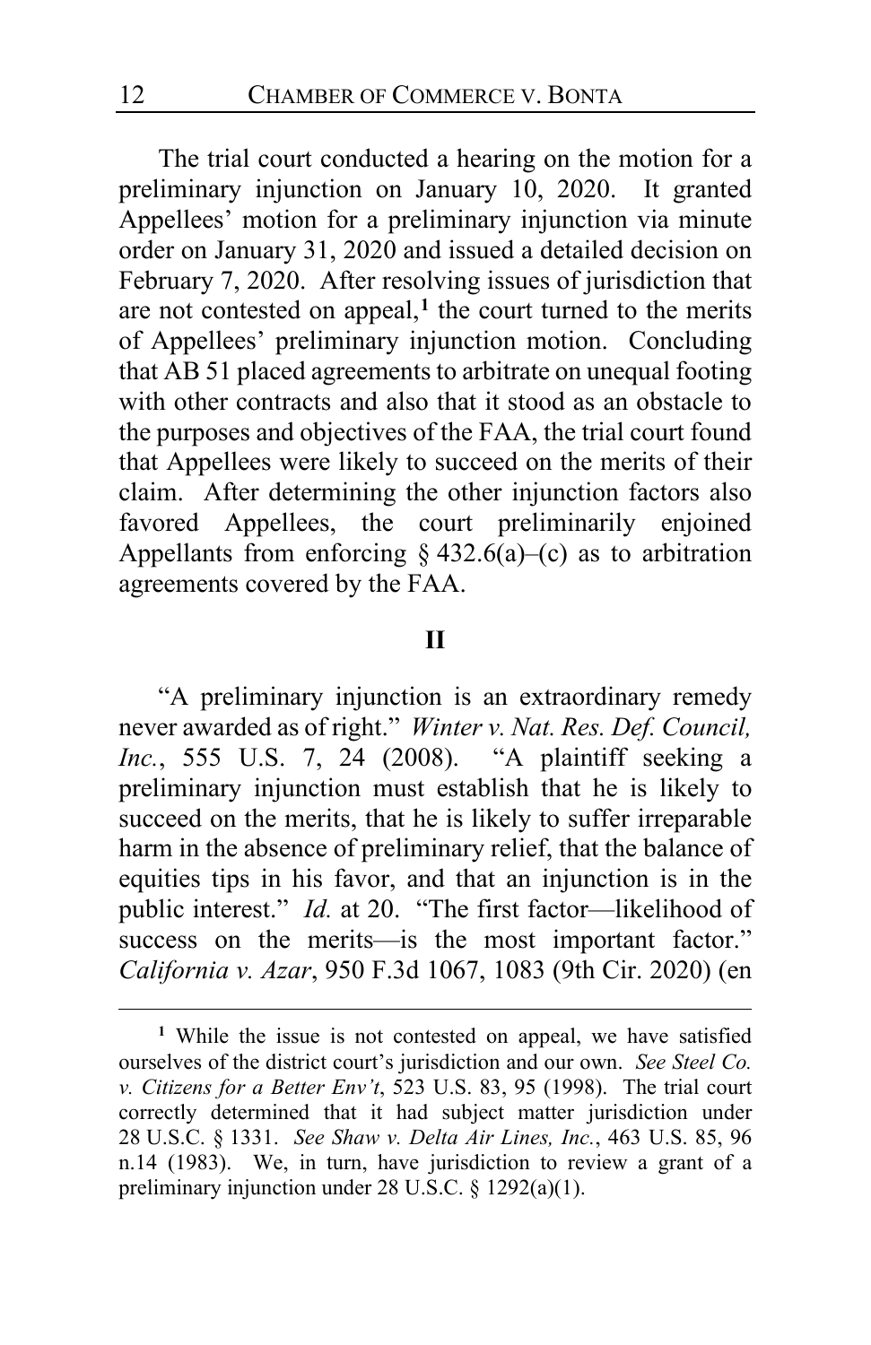The trial court conducted a hearing on the motion for a preliminary injunction on January 10, 2020. It granted Appellees' motion for a preliminary injunction via minute order on January 31, 2020 and issued a detailed decision on February 7, 2020. After resolving issues of jurisdiction that are not contested on appeal,[1] the court turned to the merits of Appellees' preliminary injunction motion. Concluding that AB 51 placed agreements to arbitrate on unequal footing with other contracts and also that it stood as an obstacle to the purposes and objectives of the FAA, the trial court found that Appellees were likely to succeed on the merits of their claim. After determining the other injunction factors also favored Appellees, the court preliminarily enjoined Appellants from enforcing § 432.6(a)–(c) as to arbitration agreements covered by the FAA.

## II

"A preliminary injunction is an extraordinary remedy never awarded as of right." *Winter v. Nat. Res. Def. Council, Inc.*, 555 U.S. 7, 24 (2008). "A plaintiff seeking a preliminary injunction must establish that he is likely to succeed on the merits, that he is likely to suffer irreparable harm in the absence of preliminary relief, that the balance of equities tips in his favor, and that an injunction is in the public interest." *Id.* at 20. "The first factor—likelihood of success on the merits—is the most important factor." *California v. Azar*, 950 F.3d 1067, 1083 (9th Cir. 2020) (en

[1] While the issue is not contested on appeal, we have satisfied ourselves of the district court's jurisdiction and our own. *See Steel Co. v. Citizens for a Better Env't*, 523 U.S. 83, 95 (1998). The trial court correctly determined that it had subject matter jurisdiction under 28 U.S.C. § 1331. *See Shaw v. Delta Air Lines, Inc.*, 463 U.S. 85, 96 n.14 (1983). We, in turn, have jurisdiction to review a grant of a preliminary injunction under 28 U.S.C. § 1292(a)(1).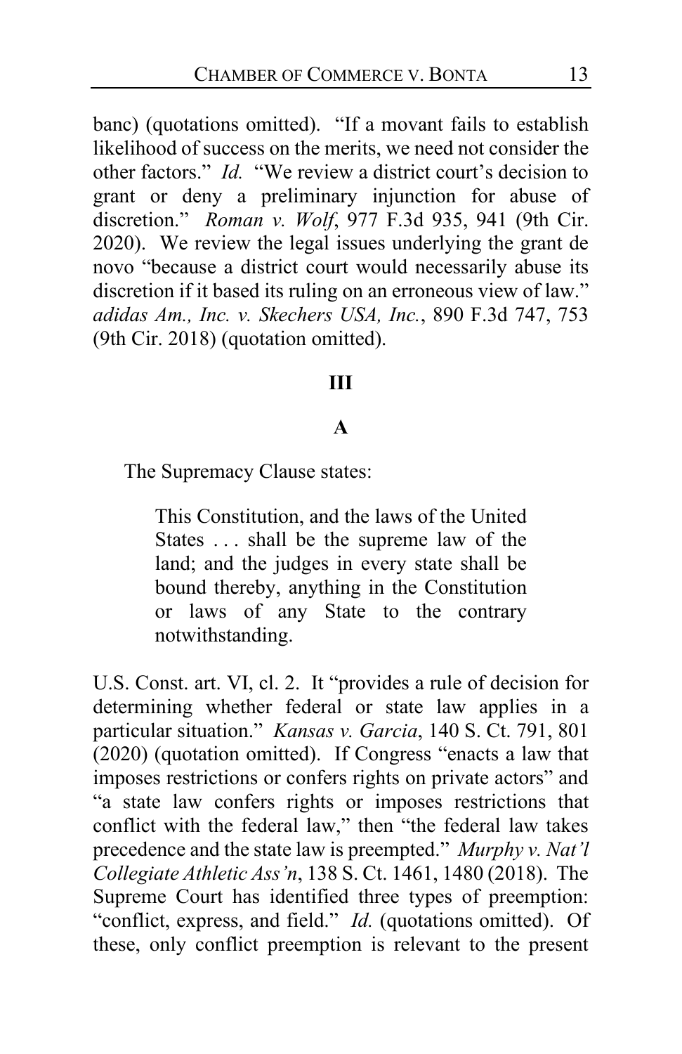banc) (quotations omitted). "If a movant fails to establish likelihood of success on the merits, we need not consider the other factors." *Id.* "We review a district court's decision to grant or deny a preliminary injunction for abuse of discretion." *Roman v. Wolf*, 977 F.3d 935, 941 (9th Cir. 2020). We review the legal issues underlying the grant de novo "because a district court would necessarily abuse its discretion if it based its ruling on an erroneous view of law." *adidas Am., Inc. v. Skechers USA, Inc.*, 890 F.3d 747, 753 (9th Cir. 2018) (quotation omitted).

## III

### A

The Supremacy Clause states:

> This Constitution, and the laws of the United States . . . shall be the supreme law of the land; and the judges in every state shall be bound thereby, anything in the Constitution or laws of any State to the contrary notwithstanding.

U.S. Const. art. VI, cl. 2. It "provides a rule of decision for determining whether federal or state law applies in a particular situation." *Kansas v. Garcia*, 140 S. Ct. 791, 801 (2020) (quotation omitted). If Congress "enacts a law that imposes restrictions or confers rights on private actors" and "a state law confers rights or imposes restrictions that conflict with the federal law," then "the federal law takes precedence and the state law is preempted." *Murphy v. Nat'l Collegiate Athletic Ass'n*, 138 S. Ct. 1461, 1480 (2018). The Supreme Court has identified three types of preemption: "conflict, express, and field." *Id.* (quotations omitted). Of these, only conflict preemption is relevant to the present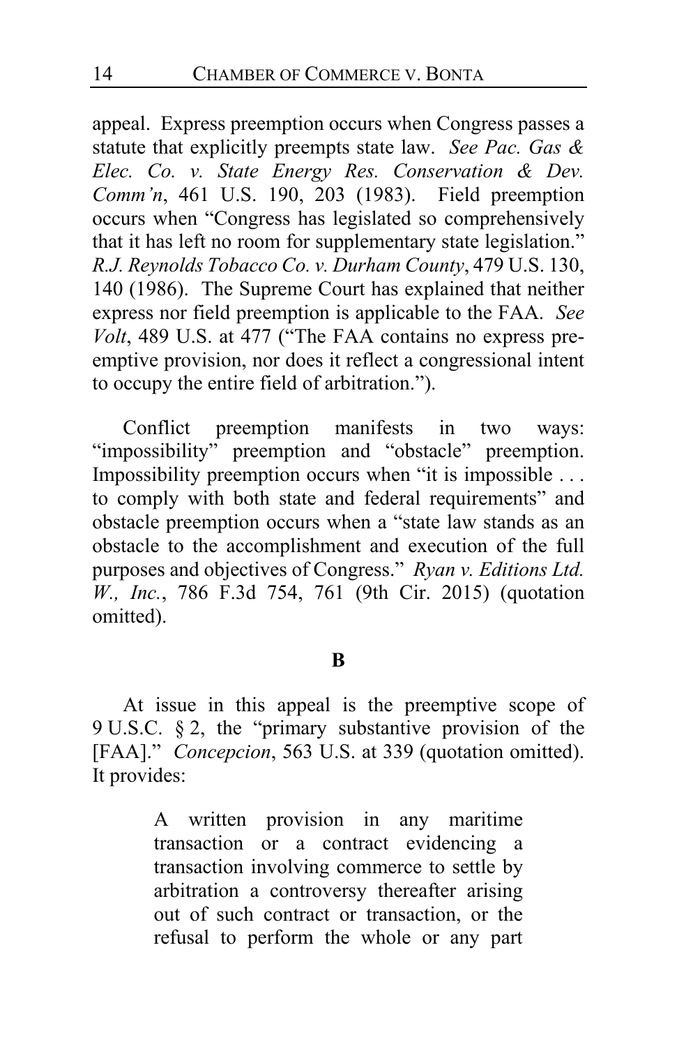appeal. Express preemption occurs when Congress passes a statute that explicitly preempts state law. *See Pac. Gas & Elec. Co. v. State Energy Res. Conservation & Dev. Comm'n*, 461 U.S. 190, 203 (1983). Field preemption occurs when "Congress has legislated so comprehensively that it has left no room for supplementary state legislation." *R.J. Reynolds Tobacco Co. v. Durham County*, 479 U.S. 130, 140 (1986). The Supreme Court has explained that neither express nor field preemption is applicable to the FAA. *See Volt*, 489 U.S. at 477 ("The FAA contains no express pre-emptive provision, nor does it reflect a congressional intent to occupy the entire field of arbitration.").

Conflict preemption manifests in two ways: "impossibility" preemption and "obstacle" preemption. Impossibility preemption occurs when "it is impossible . . . to comply with both state and federal requirements" and obstacle preemption occurs when a "state law stands as an obstacle to the accomplishment and execution of the full purposes and objectives of Congress." *Ryan v. Editions Ltd. W., Inc.*, 786 F.3d 754, 761 (9th Cir. 2015) (quotation omitted).

**B**

At issue in this appeal is the preemptive scope of 9 U.S.C. § 2, the "primary substantive provision of the [FAA]." *Concepcion*, 563 U.S. at 339 (quotation omitted). It provides:

> A written provision in any maritime transaction or a contract evidencing a transaction involving commerce to settle by arbitration a controversy thereafter arising out of such contract or transaction, or the refusal to perform the whole or any part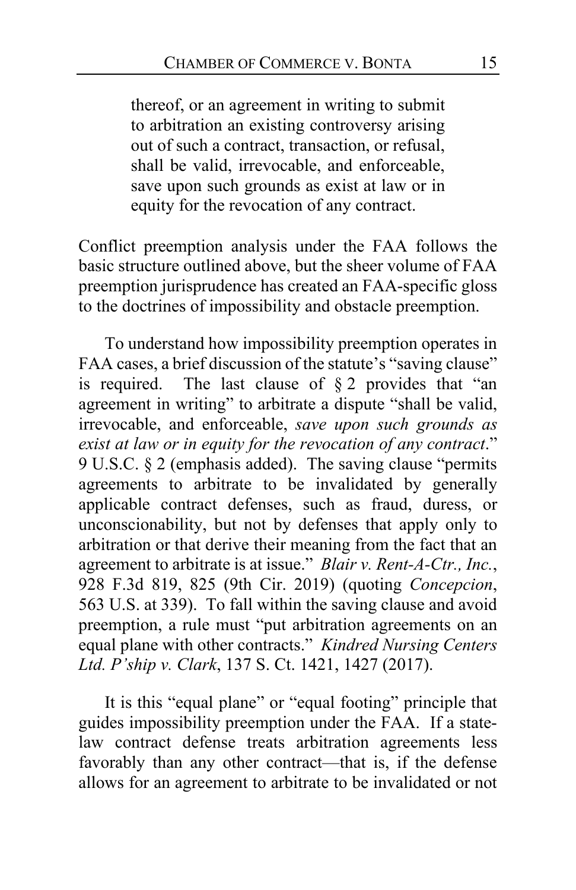> thereof, or an agreement in writing to submit to arbitration an existing controversy arising out of such a contract, transaction, or refusal, shall be valid, irrevocable, and enforceable, save upon such grounds as exist at law or in equity for the revocation of any contract.

Conflict preemption analysis under the FAA follows the basic structure outlined above, but the sheer volume of FAA preemption jurisprudence has created an FAA-specific gloss to the doctrines of impossibility and obstacle preemption.

To understand how impossibility preemption operates in FAA cases, a brief discussion of the statute's "saving clause" is required. The last clause of § 2 provides that "an agreement in writing" to arbitrate a dispute "shall be valid, irrevocable, and enforceable, *save upon such grounds as exist at law or in equity for the revocation of any contract*." 9 U.S.C. § 2 (emphasis added). The saving clause "permits agreements to arbitrate to be invalidated by generally applicable contract defenses, such as fraud, duress, or unconscionability, but not by defenses that apply only to arbitration or that derive their meaning from the fact that an agreement to arbitrate is at issue." *Blair v. Rent-A-Ctr., Inc.*, 928 F.3d 819, 825 (9th Cir. 2019) (quoting *Concepcion*, 563 U.S. at 339). To fall within the saving clause and avoid preemption, a rule must "put arbitration agreements on an equal plane with other contracts." *Kindred Nursing Centers Ltd. P'ship v. Clark*, 137 S. Ct. 1421, 1427 (2017).

It is this "equal plane" or "equal footing" principle that guides impossibility preemption under the FAA. If a state-law contract defense treats arbitration agreements less favorably than any other contract—that is, if the defense allows for an agreement to arbitrate to be invalidated or not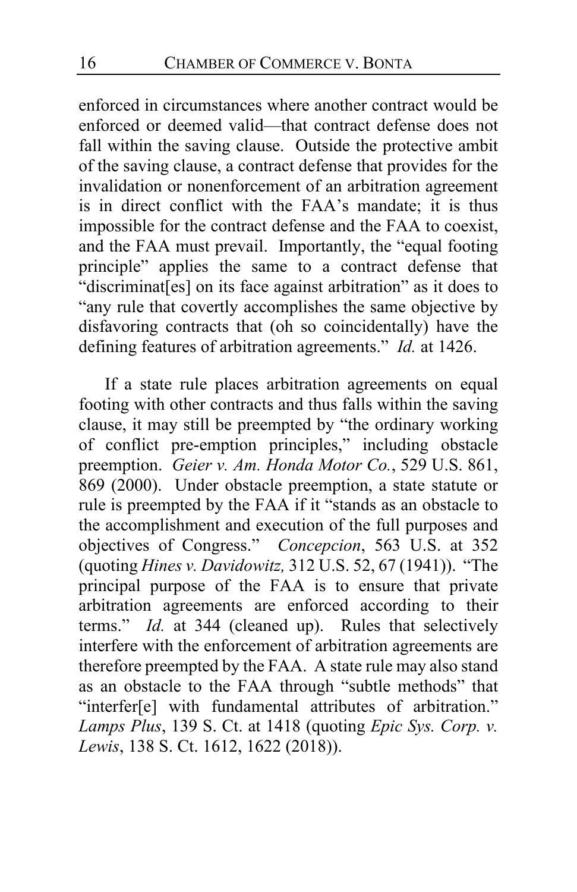enforced in circumstances where another contract would be enforced or deemed valid—that contract defense does not fall within the saving clause. Outside the protective ambit of the saving clause, a contract defense that provides for the invalidation or nonenforcement of an arbitration agreement is in direct conflict with the FAA's mandate; it is thus impossible for the contract defense and the FAA to coexist, and the FAA must prevail. Importantly, the "equal footing principle" applies the same to a contract defense that "discriminat[es] on its face against arbitration" as it does to "any rule that covertly accomplishes the same objective by disfavoring contracts that (oh so coincidentally) have the defining features of arbitration agreements." *Id.* at 1426.

If a state rule places arbitration agreements on equal footing with other contracts and thus falls within the saving clause, it may still be preempted by "the ordinary working of conflict pre-emption principles," including obstacle preemption. *Geier v. Am. Honda Motor Co.*, 529 U.S. 861, 869 (2000). Under obstacle preemption, a state statute or rule is preempted by the FAA if it "stands as an obstacle to the accomplishment and execution of the full purposes and objectives of Congress." *Concepcion*, 563 U.S. at 352 (quoting *Hines v. Davidowitz,* 312 U.S. 52, 67 (1941)). "The principal purpose of the FAA is to ensure that private arbitration agreements are enforced according to their terms." *Id.* at 344 (cleaned up). Rules that selectively interfere with the enforcement of arbitration agreements are therefore preempted by the FAA. A state rule may also stand as an obstacle to the FAA through "subtle methods" that "interfer[e] with fundamental attributes of arbitration." *Lamps Plus*, 139 S. Ct. at 1418 (quoting *Epic Sys. Corp. v. Lewis*, 138 S. Ct. 1612, 1622 (2018)).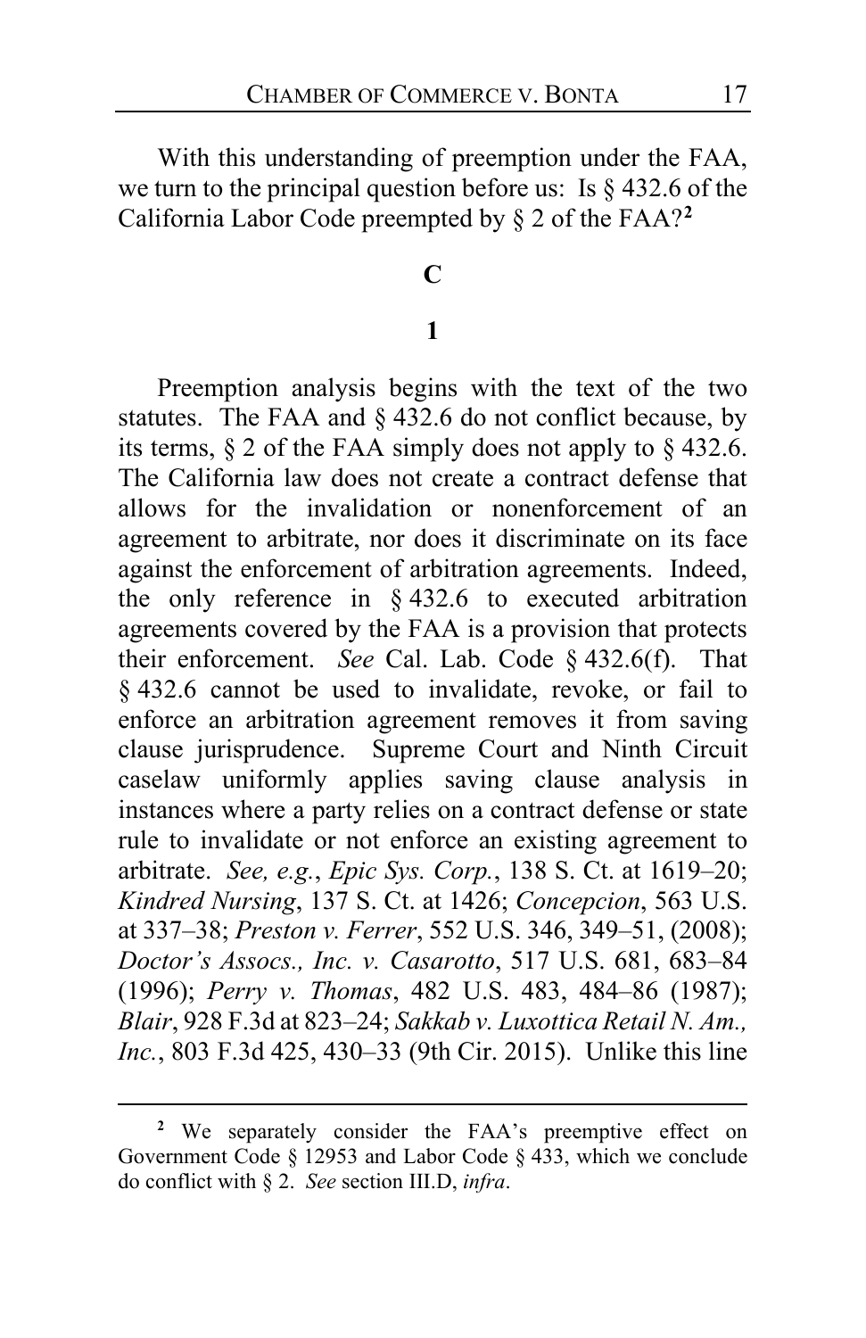With this understanding of preemption under the FAA, we turn to the principal question before us: Is § 432.6 of the California Labor Code preempted by § 2 of the FAA?[2]

**C**

**1**

Preemption analysis begins with the text of the two statutes. The FAA and § 432.6 do not conflict because, by its terms, § 2 of the FAA simply does not apply to § 432.6. The California law does not create a contract defense that allows for the invalidation or nonenforcement of an agreement to arbitrate, nor does it discriminate on its face against the enforcement of arbitration agreements. Indeed, the only reference in § 432.6 to executed arbitration agreements covered by the FAA is a provision that protects their enforcement. *See* Cal. Lab. Code § 432.6(f). That § 432.6 cannot be used to invalidate, revoke, or fail to enforce an arbitration agreement removes it from saving clause jurisprudence. Supreme Court and Ninth Circuit caselaw uniformly applies saving clause analysis in instances where a party relies on a contract defense or state rule to invalidate or not enforce an existing agreement to arbitrate. *See, e.g.*, *Epic Sys. Corp.*, 138 S. Ct. at 1619–20; *Kindred Nursing*, 137 S. Ct. at 1426; *Concepcion*, 563 U.S. at 337–38; *Preston v. Ferrer*, 552 U.S. 346, 349–51, (2008); *Doctor's Assocs., Inc. v. Casarotto*, 517 U.S. 681, 683–84 (1996); *Perry v. Thomas*, 482 U.S. 483, 484–86 (1987); *Blair*, 928 F.3d at 823–24; *Sakkab v. Luxottica Retail N. Am., Inc.*, 803 F.3d 425, 430–33 (9th Cir. 2015). Unlike this line

[2] We separately consider the FAA's preemptive effect on Government Code § 12953 and Labor Code § 433, which we conclude do conflict with § 2. *See* section III.D, *infra*.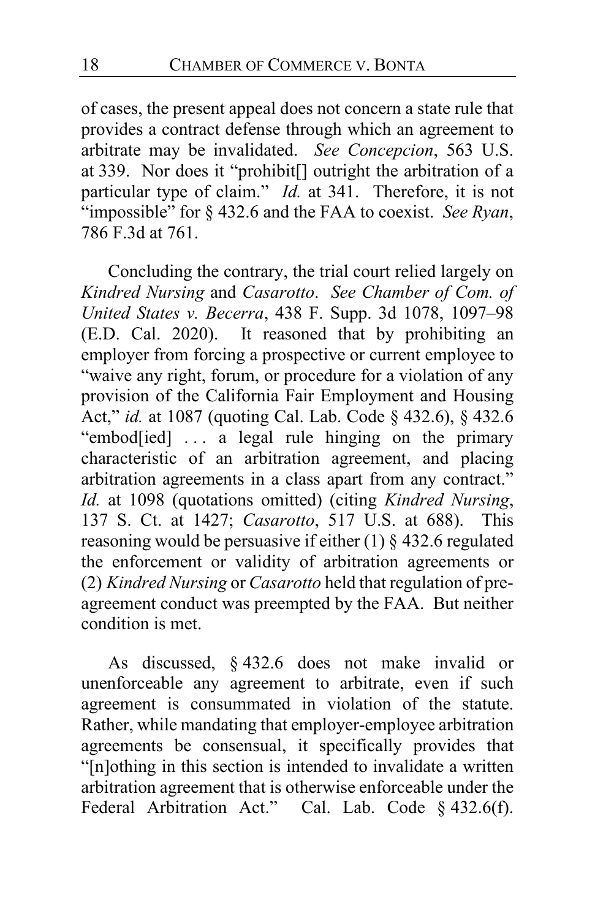of cases, the present appeal does not concern a state rule that provides a contract defense through which an agreement to arbitrate may be invalidated. *See Concepcion*, 563 U.S. at 339. Nor does it "prohibit[] outright the arbitration of a particular type of claim." *Id.* at 341. Therefore, it is not "impossible" for § 432.6 and the FAA to coexist. *See Ryan*, 786 F.3d at 761.

Concluding the contrary, the trial court relied largely on *Kindred Nursing* and *Casarotto*. *See Chamber of Com. of United States v. Becerra*, 438 F. Supp. 3d 1078, 1097–98 (E.D. Cal. 2020). It reasoned that by prohibiting an employer from forcing a prospective or current employee to "waive any right, forum, or procedure for a violation of any provision of the California Fair Employment and Housing Act," *id.* at 1087 (quoting Cal. Lab. Code § 432.6), § 432.6 "embod[ied] . . . a legal rule hinging on the primary characteristic of an arbitration agreement, and placing arbitration agreements in a class apart from any contract." *Id.* at 1098 (quotations omitted) (citing *Kindred Nursing*, 137 S. Ct. at 1427; *Casarotto*, 517 U.S. at 688). This reasoning would be persuasive if either (1) § 432.6 regulated the enforcement or validity of arbitration agreements or (2) *Kindred Nursing* or *Casarotto* held that regulation of pre-agreement conduct was preempted by the FAA. But neither condition is met.

As discussed, § 432.6 does not make invalid or unenforceable any agreement to arbitrate, even if such agreement is consummated in violation of the statute. Rather, while mandating that employer-employee arbitration agreements be consensual, it specifically provides that "[n]othing in this section is intended to invalidate a written arbitration agreement that is otherwise enforceable under the Federal Arbitration Act." Cal. Lab. Code § 432.6(f).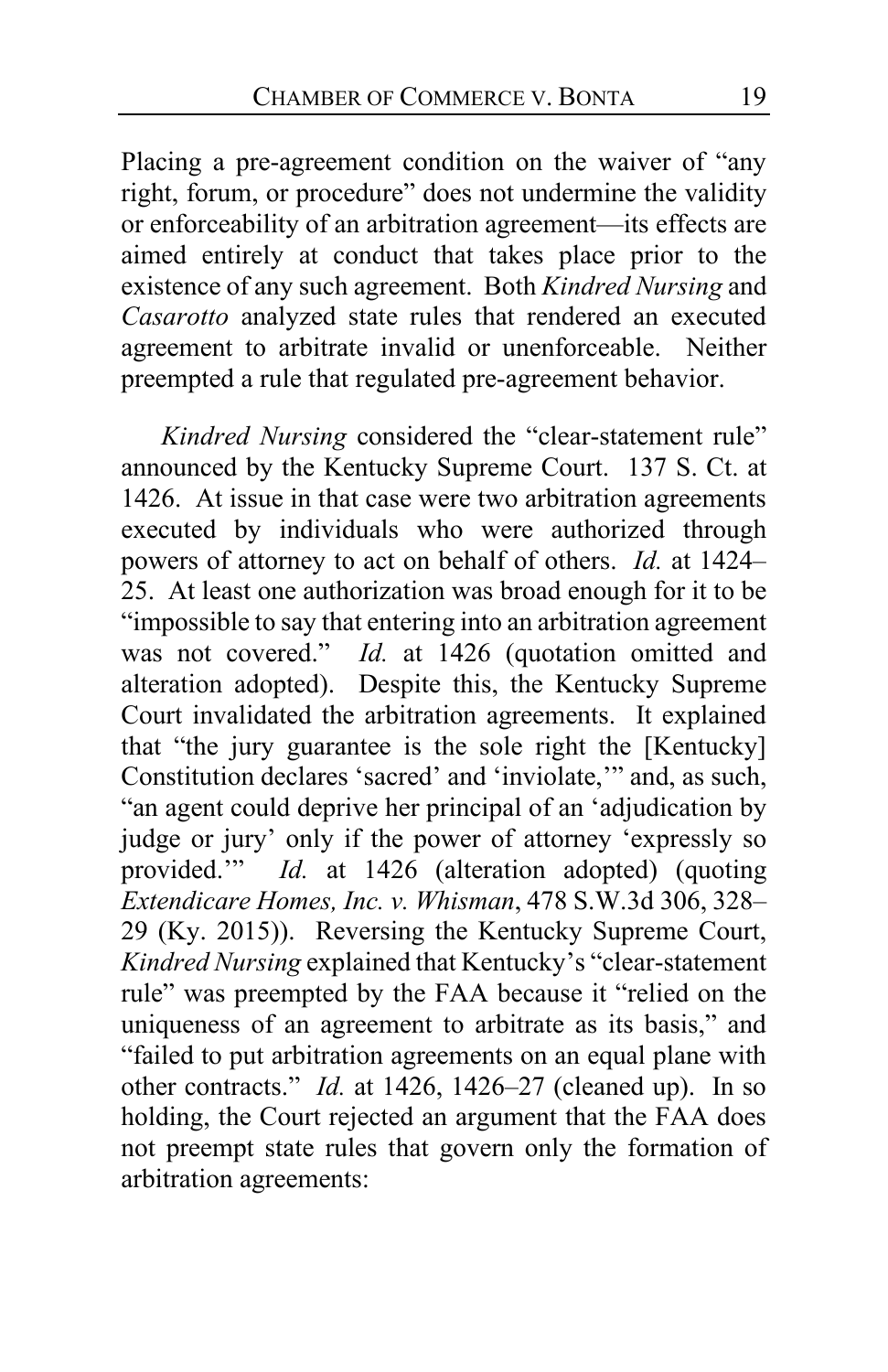Placing a pre-agreement condition on the waiver of "any right, forum, or procedure" does not undermine the validity or enforceability of an arbitration agreement—its effects are aimed entirely at conduct that takes place prior to the existence of any such agreement. Both *Kindred Nursing* and *Casarotto* analyzed state rules that rendered an executed agreement to arbitrate invalid or unenforceable. Neither preempted a rule that regulated pre-agreement behavior.

*Kindred Nursing* considered the "clear-statement rule" announced by the Kentucky Supreme Court. 137 S. Ct. at 1426. At issue in that case were two arbitration agreements executed by individuals who were authorized through powers of attorney to act on behalf of others. *Id.* at 1424–25. At least one authorization was broad enough for it to be "impossible to say that entering into an arbitration agreement was not covered." *Id.* at 1426 (quotation omitted and alteration adopted). Despite this, the Kentucky Supreme Court invalidated the arbitration agreements. It explained that "the jury guarantee is the sole right the [Kentucky] Constitution declares 'sacred' and 'inviolate,'" and, as such, "an agent could deprive her principal of an 'adjudication by judge or jury' only if the power of attorney 'expressly so provided.'" *Id.* at 1426 (alteration adopted) (quoting *Extendicare Homes, Inc. v. Whisman*, 478 S.W.3d 306, 328–29 (Ky. 2015)). Reversing the Kentucky Supreme Court, *Kindred Nursing* explained that Kentucky's "clear-statement rule" was preempted by the FAA because it "relied on the uniqueness of an agreement to arbitrate as its basis," and "failed to put arbitration agreements on an equal plane with other contracts." *Id.* at 1426, 1426–27 (cleaned up). In so holding, the Court rejected an argument that the FAA does not preempt state rules that govern only the formation of arbitration agreements: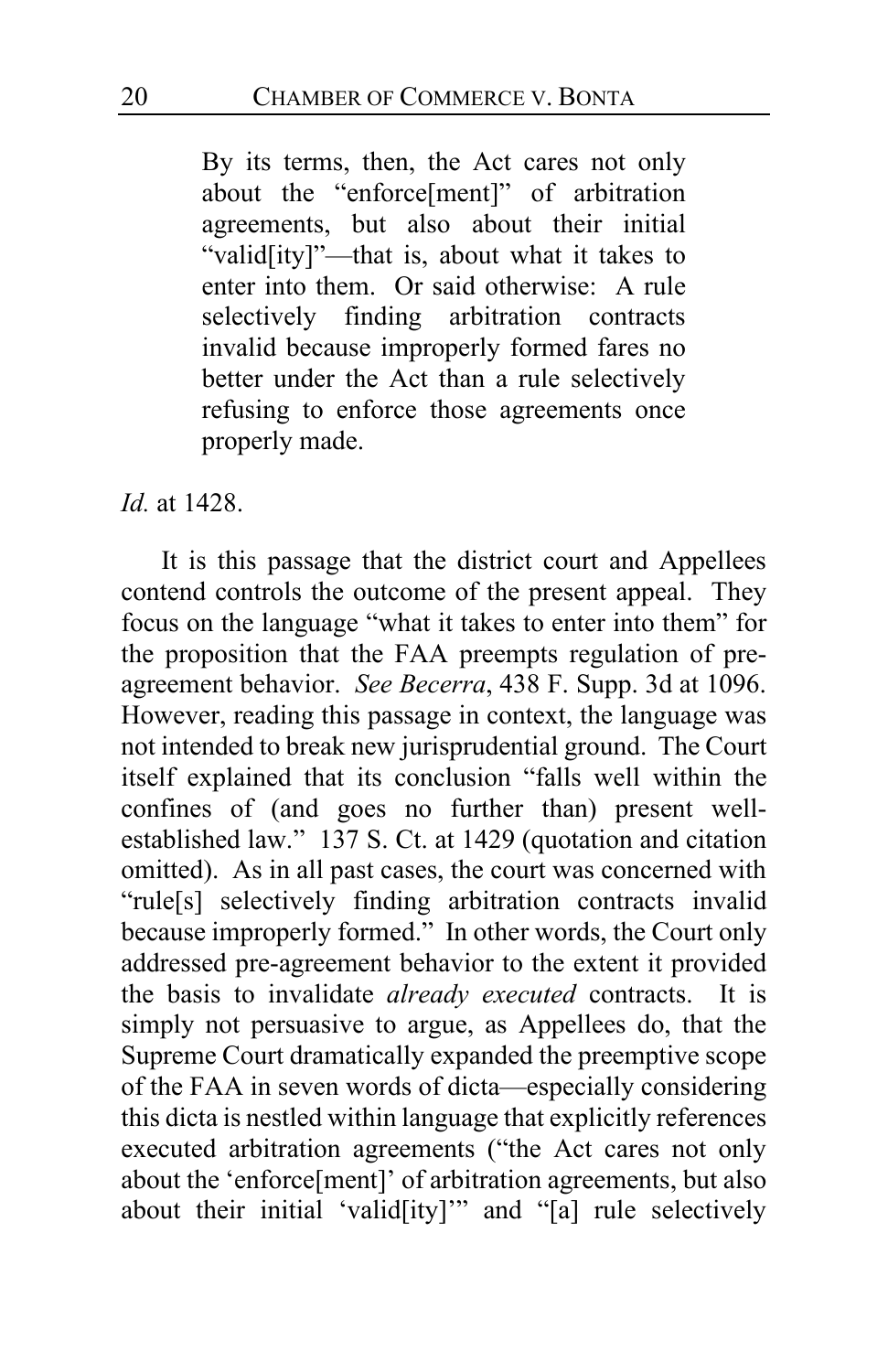> By its terms, then, the Act cares not only about the "enforce[ment]" of arbitration agreements, but also about their initial "valid[ity]"—that is, about what it takes to enter into them. Or said otherwise: A rule selectively finding arbitration contracts invalid because improperly formed fares no better under the Act than a rule selectively refusing to enforce those agreements once properly made.

*Id.* at 1428.

It is this passage that the district court and Appellees contend controls the outcome of the present appeal. They focus on the language "what it takes to enter into them" for the proposition that the FAA preempts regulation of pre-agreement behavior. *See Becerra*, 438 F. Supp. 3d at 1096. However, reading this passage in context, the language was not intended to break new jurisprudential ground. The Court itself explained that its conclusion "falls well within the confines of (and goes no further than) present well-established law." 137 S. Ct. at 1429 (quotation and citation omitted). As in all past cases, the court was concerned with "rule[s] selectively finding arbitration contracts invalid because improperly formed." In other words, the Court only addressed pre-agreement behavior to the extent it provided the basis to invalidate *already executed* contracts. It is simply not persuasive to argue, as Appellees do, that the Supreme Court dramatically expanded the preemptive scope of the FAA in seven words of dicta—especially considering this dicta is nestled within language that explicitly references executed arbitration agreements ("the Act cares not only about the 'enforce[ment]' of arbitration agreements, but also about their initial 'valid[ity]'" and "[a] rule selectively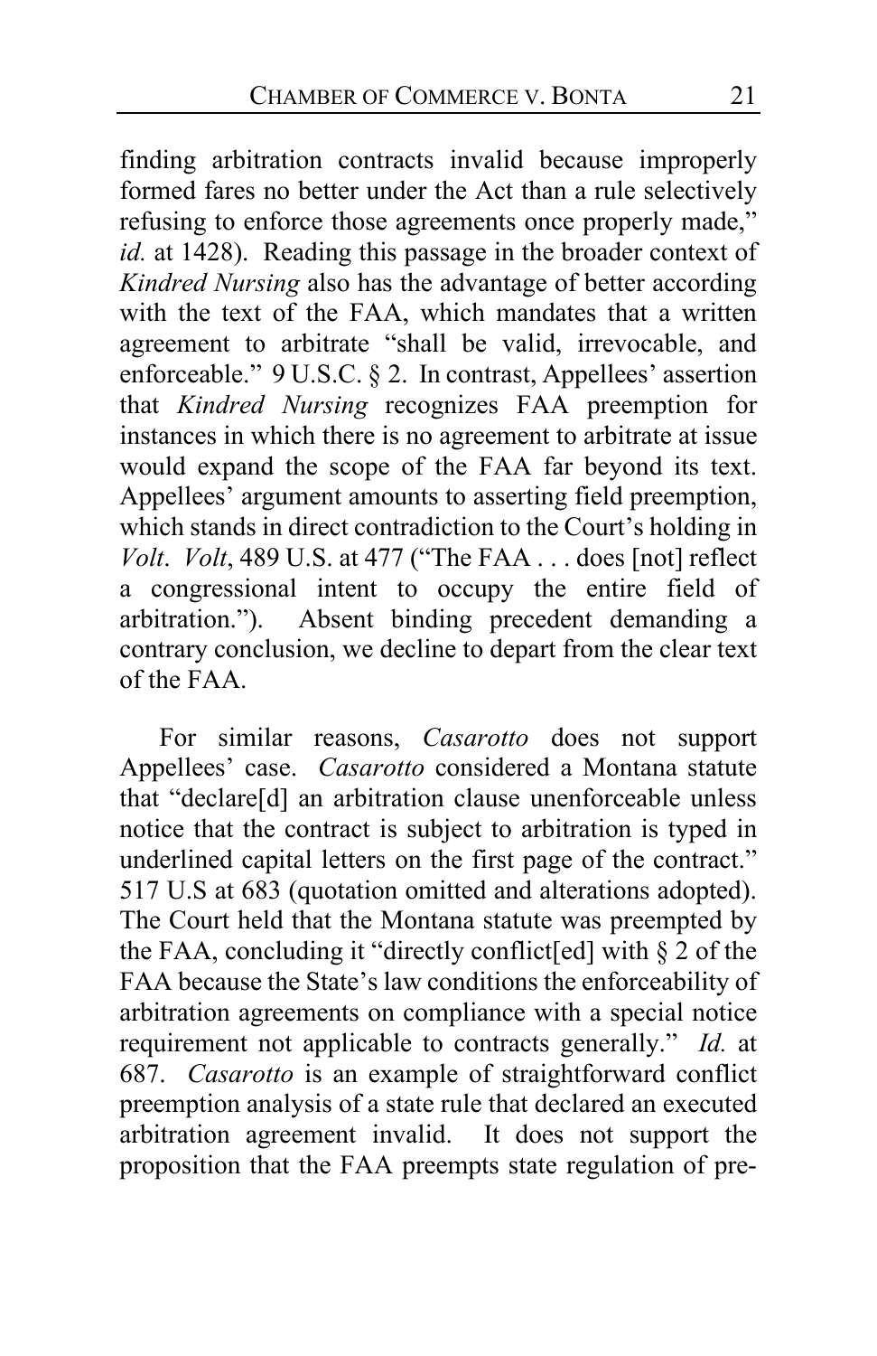finding arbitration contracts invalid because improperly formed fares no better under the Act than a rule selectively refusing to enforce those agreements once properly made," *id.* at 1428). Reading this passage in the broader context of *Kindred Nursing* also has the advantage of better according with the text of the FAA, which mandates that a written agreement to arbitrate "shall be valid, irrevocable, and enforceable." 9 U.S.C. § 2. In contrast, Appellees' assertion that *Kindred Nursing* recognizes FAA preemption for instances in which there is no agreement to arbitrate at issue would expand the scope of the FAA far beyond its text. Appellees' argument amounts to asserting field preemption, which stands in direct contradiction to the Court's holding in *Volt*. *Volt*, 489 U.S. at 477 ("The FAA . . . does [not] reflect a congressional intent to occupy the entire field of arbitration."). Absent binding precedent demanding a contrary conclusion, we decline to depart from the clear text of the FAA.

For similar reasons, *Casarotto* does not support Appellees' case. *Casarotto* considered a Montana statute that "declare[d] an arbitration clause unenforceable unless notice that the contract is subject to arbitration is typed in underlined capital letters on the first page of the contract." 517 U.S at 683 (quotation omitted and alterations adopted). The Court held that the Montana statute was preempted by the FAA, concluding it "directly conflict[ed] with § 2 of the FAA because the State's law conditions the enforceability of arbitration agreements on compliance with a special notice requirement not applicable to contracts generally." *Id.* at 687. *Casarotto* is an example of straightforward conflict preemption analysis of a state rule that declared an executed arbitration agreement invalid. It does not support the proposition that the FAA preempts state regulation of pre-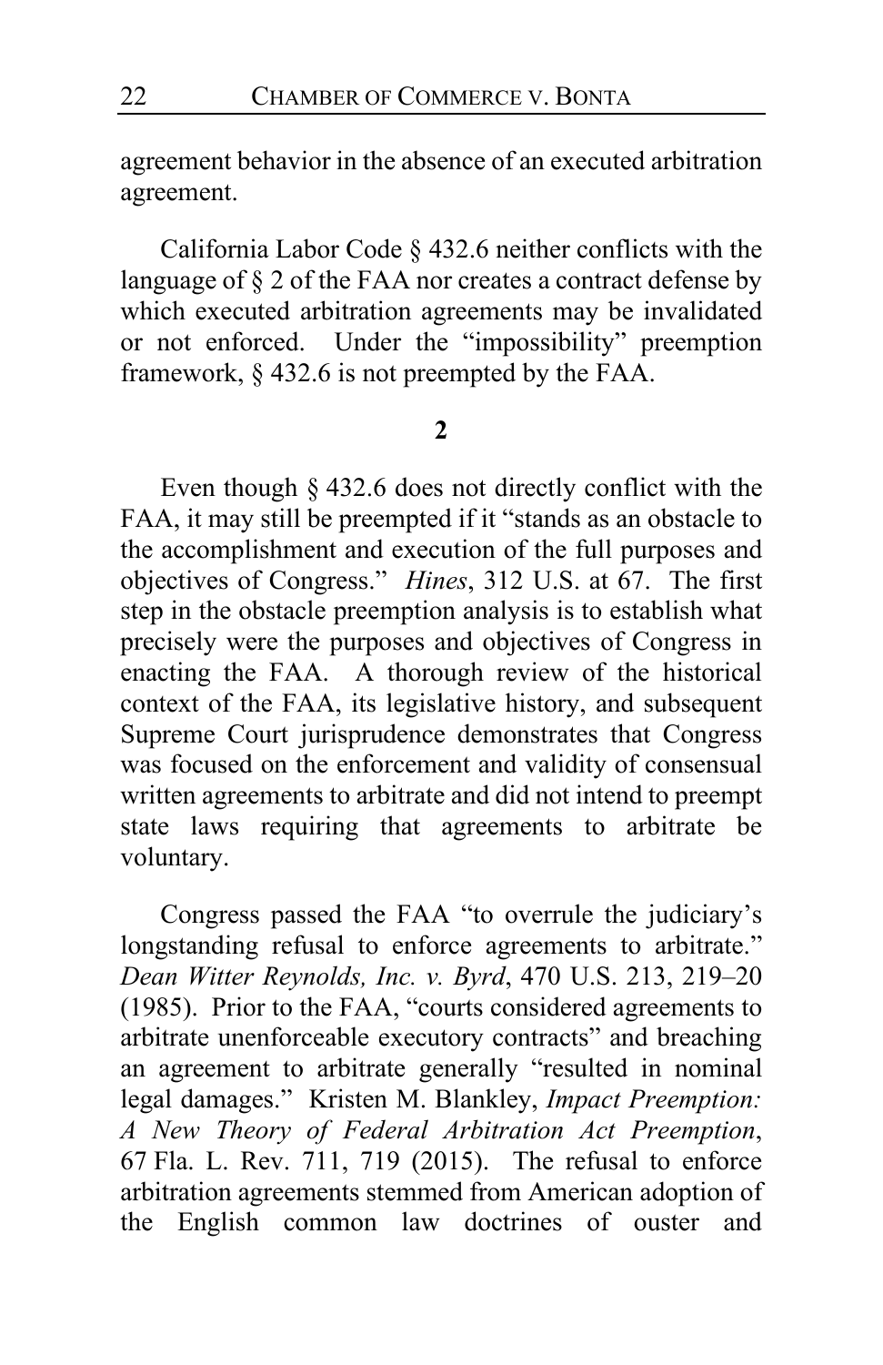agreement behavior in the absence of an executed arbitration agreement.

California Labor Code § 432.6 neither conflicts with the language of § 2 of the FAA nor creates a contract defense by which executed arbitration agreements may be invalidated or not enforced. Under the "impossibility" preemption framework, § 432.6 is not preempted by the FAA.

**2**

Even though § 432.6 does not directly conflict with the FAA, it may still be preempted if it "stands as an obstacle to the accomplishment and execution of the full purposes and objectives of Congress." *Hines*, 312 U.S. at 67. The first step in the obstacle preemption analysis is to establish what precisely were the purposes and objectives of Congress in enacting the FAA. A thorough review of the historical context of the FAA, its legislative history, and subsequent Supreme Court jurisprudence demonstrates that Congress was focused on the enforcement and validity of consensual written agreements to arbitrate and did not intend to preempt state laws requiring that agreements to arbitrate be voluntary.

Congress passed the FAA "to overrule the judiciary's longstanding refusal to enforce agreements to arbitrate." *Dean Witter Reynolds, Inc. v. Byrd*, 470 U.S. 213, 219–20 (1985). Prior to the FAA, "courts considered agreements to arbitrate unenforceable executory contracts" and breaching an agreement to arbitrate generally "resulted in nominal legal damages." Kristen M. Blankley, *Impact Preemption: A New Theory of Federal Arbitration Act Preemption*, 67 Fla. L. Rev. 711, 719 (2015). The refusal to enforce arbitration agreements stemmed from American adoption of the English common law doctrines of ouster and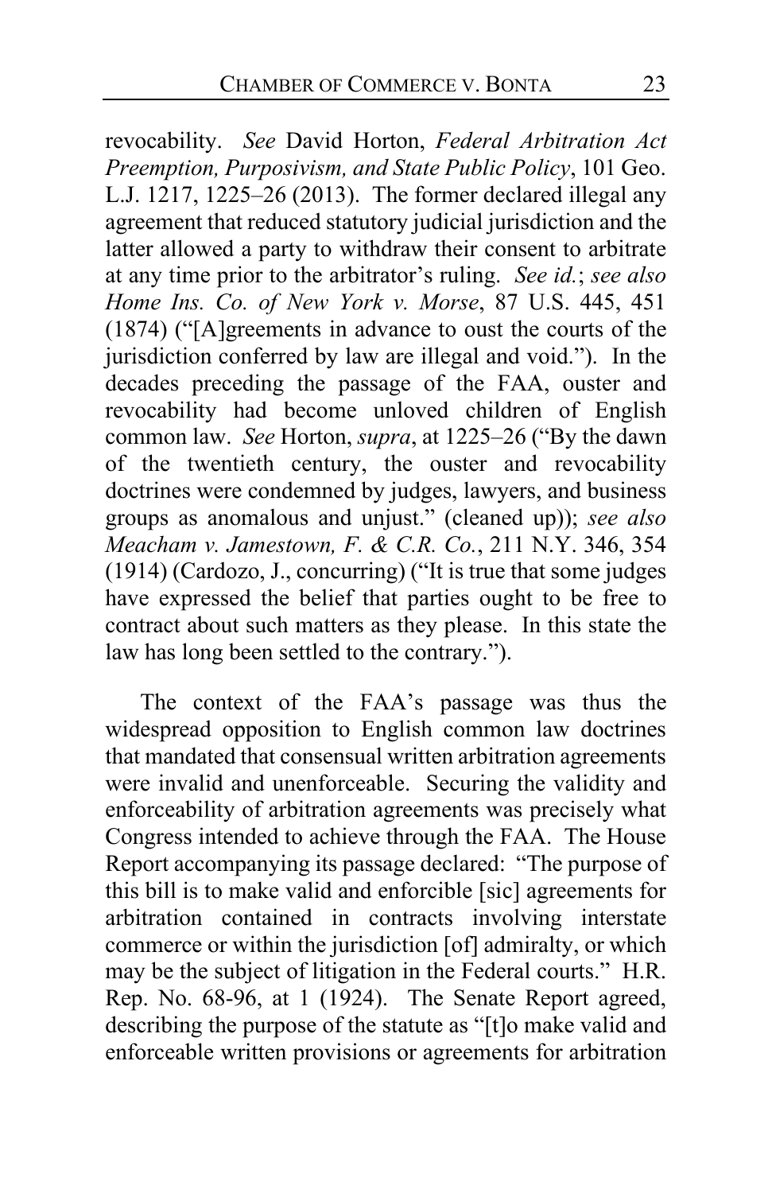revocability. *See* David Horton, *Federal Arbitration Act Preemption, Purposivism, and State Public Policy*, 101 Geo. L.J. 1217, 1225–26 (2013). The former declared illegal any agreement that reduced statutory judicial jurisdiction and the latter allowed a party to withdraw their consent to arbitrate at any time prior to the arbitrator's ruling. *See id.*; *see also Home Ins. Co. of New York v. Morse*, 87 U.S. 445, 451 (1874) ("[A]greements in advance to oust the courts of the jurisdiction conferred by law are illegal and void."). In the decades preceding the passage of the FAA, ouster and revocability had become unloved children of English common law. *See* Horton, *supra*, at 1225–26 ("By the dawn of the twentieth century, the ouster and revocability doctrines were condemned by judges, lawyers, and business groups as anomalous and unjust." (cleaned up)); *see also Meacham v. Jamestown, F. & C.R. Co.*, 211 N.Y. 346, 354 (1914) (Cardozo, J., concurring) ("It is true that some judges have expressed the belief that parties ought to be free to contract about such matters as they please. In this state the law has long been settled to the contrary.").

The context of the FAA's passage was thus the widespread opposition to English common law doctrines that mandated that consensual written arbitration agreements were invalid and unenforceable. Securing the validity and enforceability of arbitration agreements was precisely what Congress intended to achieve through the FAA. The House Report accompanying its passage declared: "The purpose of this bill is to make valid and enforcible [sic] agreements for arbitration contained in contracts involving interstate commerce or within the jurisdiction [of] admiralty, or which may be the subject of litigation in the Federal courts." H.R. Rep. No. 68-96, at 1 (1924). The Senate Report agreed, describing the purpose of the statute as "[t]o make valid and enforceable written provisions or agreements for arbitration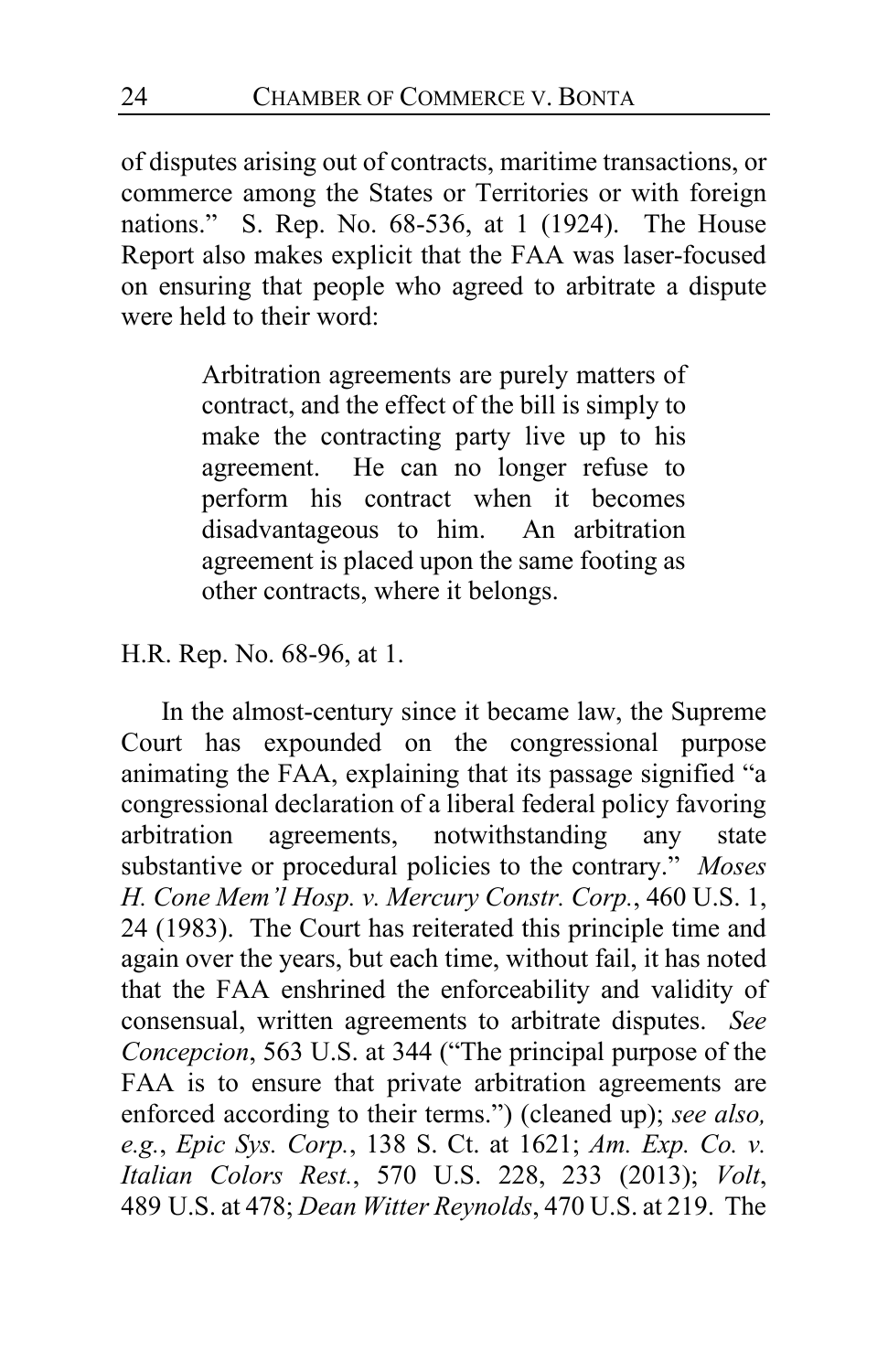of disputes arising out of contracts, maritime transactions, or commerce among the States or Territories or with foreign nations." S. Rep. No. 68-536, at 1 (1924). The House Report also makes explicit that the FAA was laser-focused on ensuring that people who agreed to arbitrate a dispute were held to their word:

> Arbitration agreements are purely matters of contract, and the effect of the bill is simply to make the contracting party live up to his agreement. He can no longer refuse to perform his contract when it becomes disadvantageous to him. An arbitration agreement is placed upon the same footing as other contracts, where it belongs.

H.R. Rep. No. 68-96, at 1.

In the almost-century since it became law, the Supreme Court has expounded on the congressional purpose animating the FAA, explaining that its passage signified "a congressional declaration of a liberal federal policy favoring arbitration agreements, notwithstanding any state substantive or procedural policies to the contrary." *Moses H. Cone Mem'l Hosp. v. Mercury Constr. Corp.*, 460 U.S. 1, 24 (1983). The Court has reiterated this principle time and again over the years, but each time, without fail, it has noted that the FAA enshrined the enforceability and validity of consensual, written agreements to arbitrate disputes. *See Concepcion*, 563 U.S. at 344 ("The principal purpose of the FAA is to ensure that private arbitration agreements are enforced according to their terms.") (cleaned up); *see also, e.g.*, *Epic Sys. Corp.*, 138 S. Ct. at 1621; *Am. Exp. Co. v. Italian Colors Rest.*, 570 U.S. 228, 233 (2013); *Volt*, 489 U.S. at 478; *Dean Witter Reynolds*, 470 U.S. at 219. The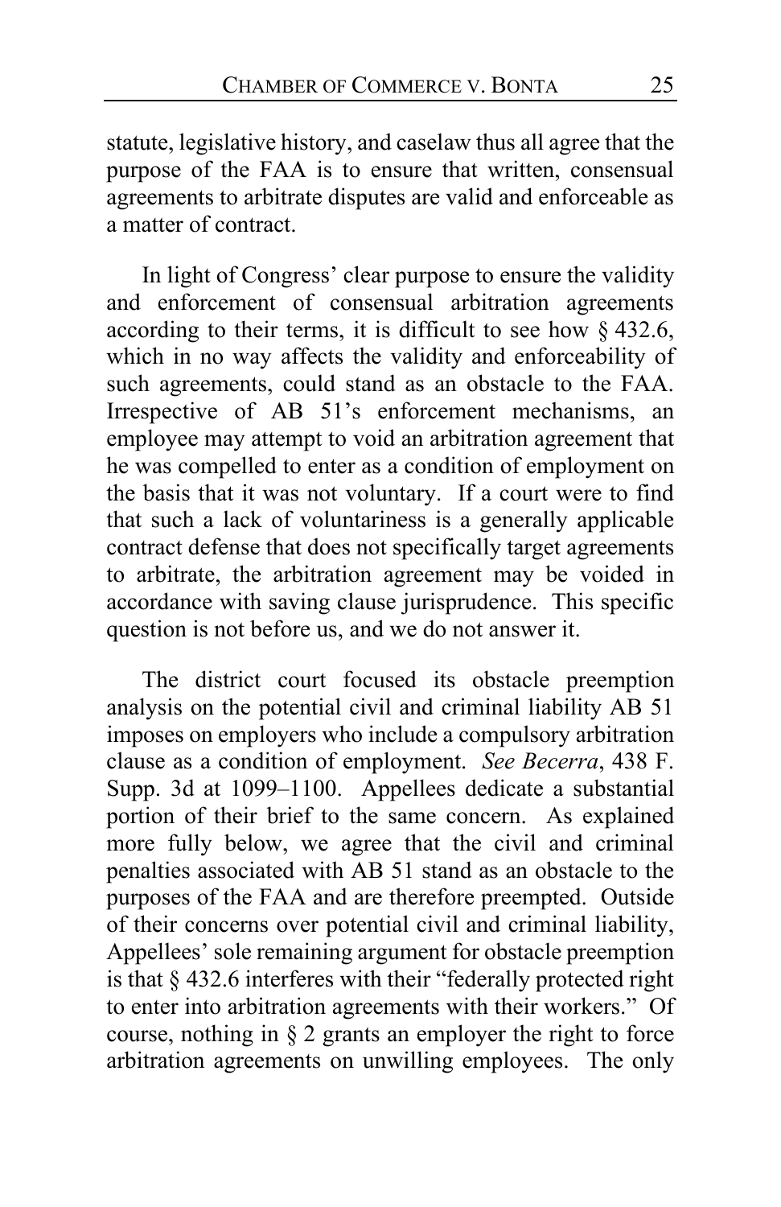statute, legislative history, and caselaw thus all agree that the purpose of the FAA is to ensure that written, consensual agreements to arbitrate disputes are valid and enforceable as a matter of contract.

In light of Congress' clear purpose to ensure the validity and enforcement of consensual arbitration agreements according to their terms, it is difficult to see how § 432.6, which in no way affects the validity and enforceability of such agreements, could stand as an obstacle to the FAA. Irrespective of AB 51's enforcement mechanisms, an employee may attempt to void an arbitration agreement that he was compelled to enter as a condition of employment on the basis that it was not voluntary. If a court were to find that such a lack of voluntariness is a generally applicable contract defense that does not specifically target agreements to arbitrate, the arbitration agreement may be voided in accordance with saving clause jurisprudence. This specific question is not before us, and we do not answer it.

The district court focused its obstacle preemption analysis on the potential civil and criminal liability AB 51 imposes on employers who include a compulsory arbitration clause as a condition of employment. *See Becerra*, 438 F. Supp. 3d at 1099–1100. Appellees dedicate a substantial portion of their brief to the same concern. As explained more fully below, we agree that the civil and criminal penalties associated with AB 51 stand as an obstacle to the purposes of the FAA and are therefore preempted. Outside of their concerns over potential civil and criminal liability, Appellees' sole remaining argument for obstacle preemption is that § 432.6 interferes with their "federally protected right to enter into arbitration agreements with their workers." Of course, nothing in § 2 grants an employer the right to force arbitration agreements on unwilling employees. The only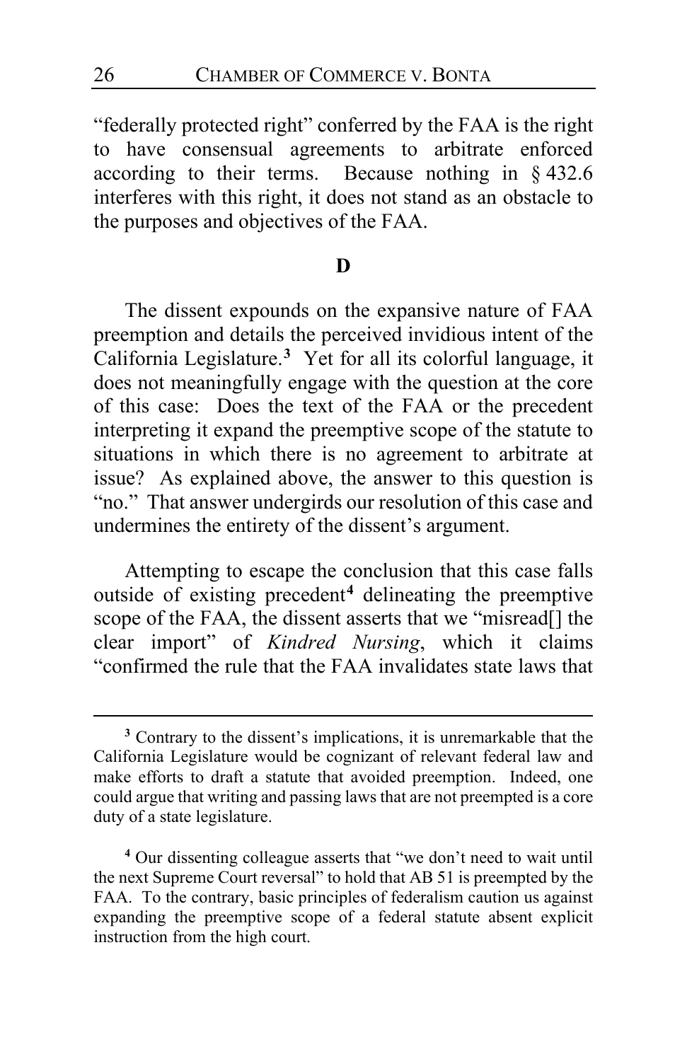"federally protected right" conferred by the FAA is the right to have consensual agreements to arbitrate enforced according to their terms. Because nothing in § 432.6 interferes with this right, it does not stand as an obstacle to the purposes and objectives of the FAA.

### D

The dissent expounds on the expansive nature of FAA preemption and details the perceived invidious intent of the California Legislature.[3] Yet for all its colorful language, it does not meaningfully engage with the question at the core of this case: Does the text of the FAA or the precedent interpreting it expand the preemptive scope of the statute to situations in which there is no agreement to arbitrate at issue? As explained above, the answer to this question is "no." That answer undergirds our resolution of this case and undermines the entirety of the dissent's argument.

Attempting to escape the conclusion that this case falls outside of existing precedent[4] delineating the preemptive scope of the FAA, the dissent asserts that we "misread[] the clear import" of *Kindred Nursing*, which it claims "confirmed the rule that the FAA invalidates state laws that

---

[3] Contrary to the dissent's implications, it is unremarkable that the California Legislature would be cognizant of relevant federal law and make efforts to draft a statute that avoided preemption. Indeed, one could argue that writing and passing laws that are not preempted is a core duty of a state legislature.

[4] Our dissenting colleague asserts that "we don't need to wait until the next Supreme Court reversal" to hold that AB 51 is preempted by the FAA. To the contrary, basic principles of federalism caution us against expanding the preemptive scope of a federal statute absent explicit instruction from the high court.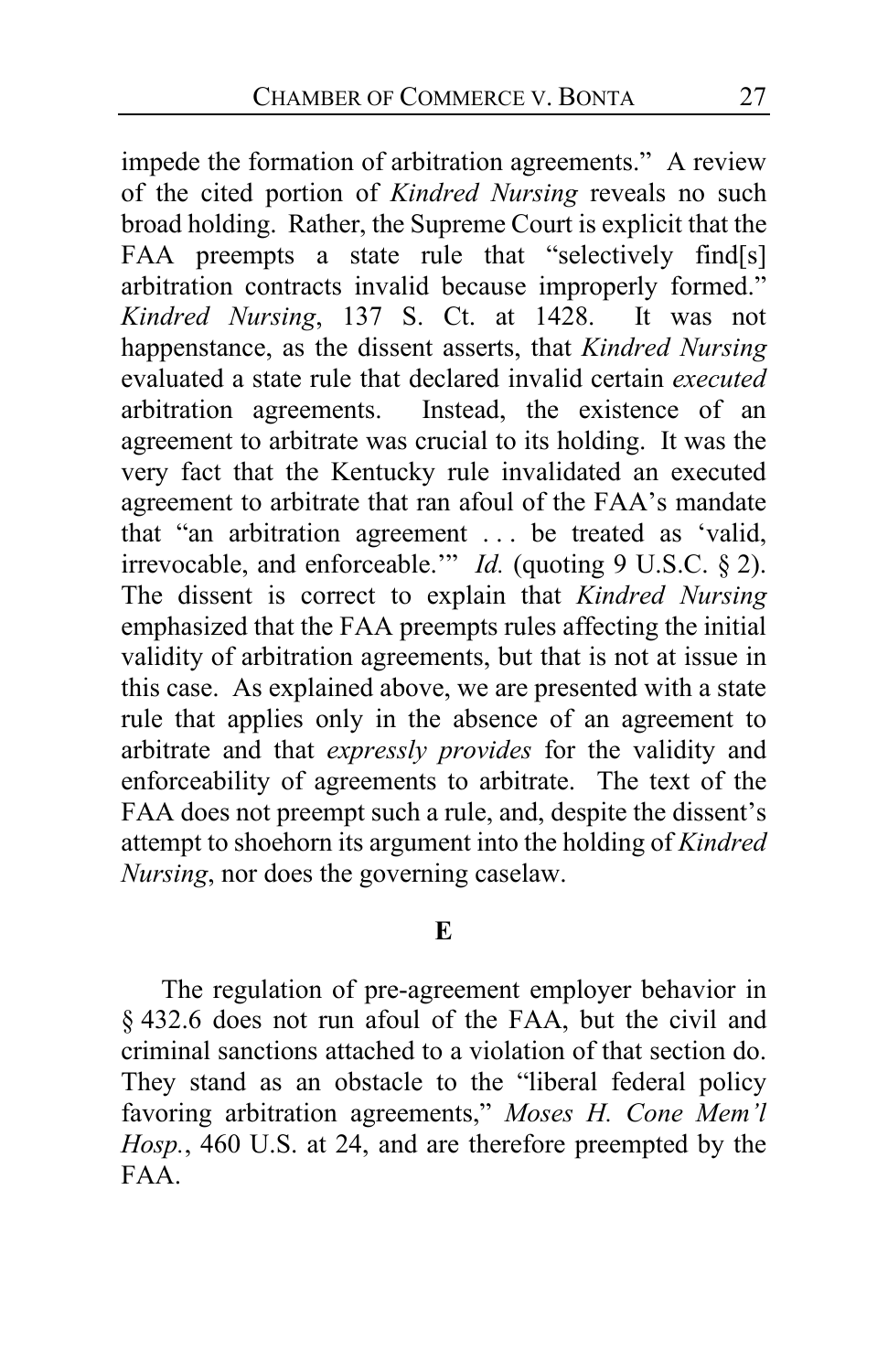impede the formation of arbitration agreements." A review of the cited portion of *Kindred Nursing* reveals no such broad holding. Rather, the Supreme Court is explicit that the FAA preempts a state rule that "selectively find[s] arbitration contracts invalid because improperly formed." *Kindred Nursing*, 137 S. Ct. at 1428. It was not happenstance, as the dissent asserts, that *Kindred Nursing* evaluated a state rule that declared invalid certain *executed* arbitration agreements. Instead, the existence of an agreement to arbitrate was crucial to its holding. It was the very fact that the Kentucky rule invalidated an executed agreement to arbitrate that ran afoul of the FAA's mandate that "an arbitration agreement . . . be treated as 'valid, irrevocable, and enforceable.'" *Id.* (quoting 9 U.S.C. § 2). The dissent is correct to explain that *Kindred Nursing* emphasized that the FAA preempts rules affecting the initial validity of arbitration agreements, but that is not at issue in this case. As explained above, we are presented with a state rule that applies only in the absence of an agreement to arbitrate and that *expressly provides* for the validity and enforceability of agreements to arbitrate. The text of the FAA does not preempt such a rule, and, despite the dissent's attempt to shoehorn its argument into the holding of *Kindred Nursing*, nor does the governing caselaw.

**E**

The regulation of pre-agreement employer behavior in § 432.6 does not run afoul of the FAA, but the civil and criminal sanctions attached to a violation of that section do. They stand as an obstacle to the "liberal federal policy favoring arbitration agreements," *Moses H. Cone Mem'l Hosp.*, 460 U.S. at 24, and are therefore preempted by the FAA.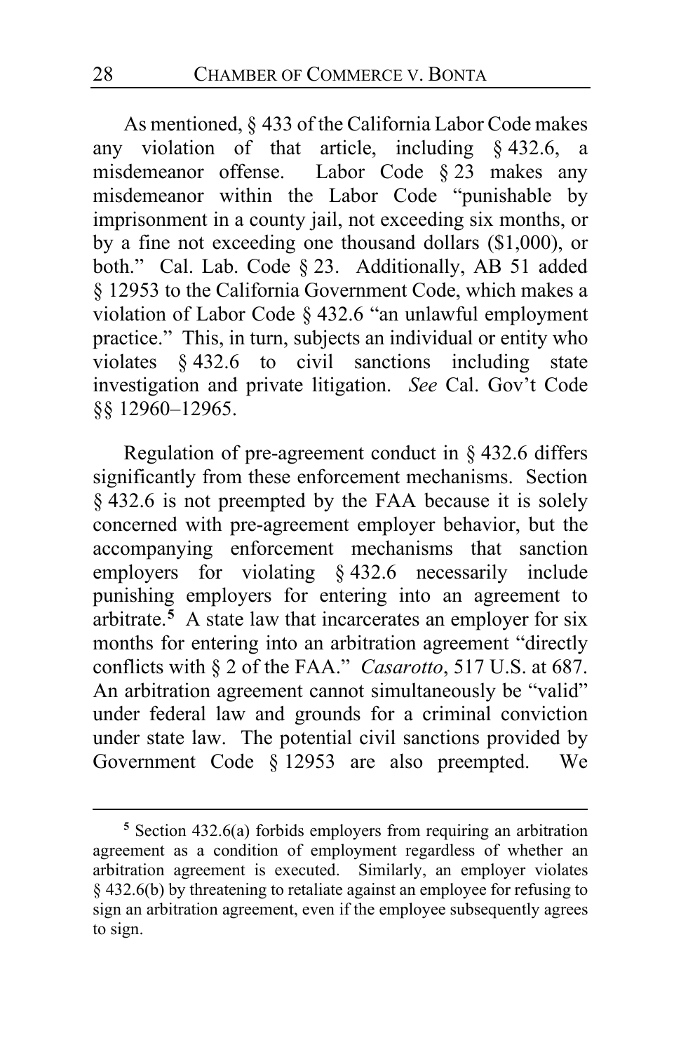As mentioned, § 433 of the California Labor Code makes any violation of that article, including § 432.6, a misdemeanor offense. Labor Code § 23 makes any misdemeanor within the Labor Code "punishable by imprisonment in a county jail, not exceeding six months, or by a fine not exceeding one thousand dollars ($1,000), or both." Cal. Lab. Code § 23. Additionally, AB 51 added § 12953 to the California Government Code, which makes a violation of Labor Code § 432.6 "an unlawful employment practice." This, in turn, subjects an individual or entity who violates § 432.6 to civil sanctions including state investigation and private litigation. *See* Cal. Gov't Code §§ 12960–12965.

Regulation of pre-agreement conduct in § 432.6 differs significantly from these enforcement mechanisms. Section § 432.6 is not preempted by the FAA because it is solely concerned with pre-agreement employer behavior, but the accompanying enforcement mechanisms that sanction employers for violating § 432.6 necessarily include punishing employers for entering into an agreement to arbitrate.[5] A state law that incarcerates an employer for six months for entering into an arbitration agreement "directly conflicts with § 2 of the FAA." *Casarotto*, 517 U.S. at 687. An arbitration agreement cannot simultaneously be "valid" under federal law and grounds for a criminal conviction under state law. The potential civil sanctions provided by Government Code § 12953 are also preempted. We

[5] Section 432.6(a) forbids employers from requiring an arbitration agreement as a condition of employment regardless of whether an arbitration agreement is executed. Similarly, an employer violates § 432.6(b) by threatening to retaliate against an employee for refusing to sign an arbitration agreement, even if the employee subsequently agrees to sign.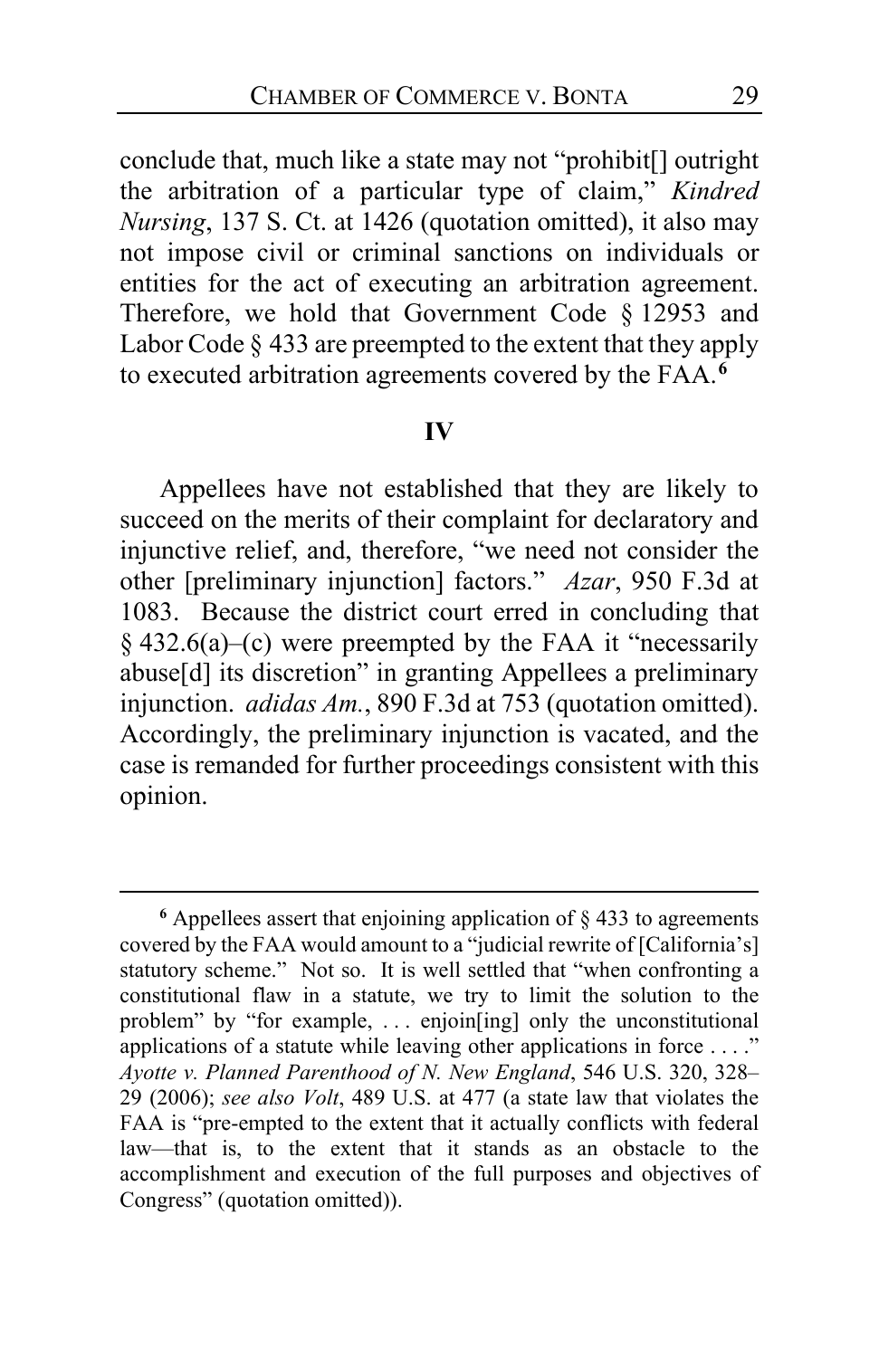conclude that, much like a state may not "prohibit[] outright the arbitration of a particular type of claim," *Kindred Nursing*, 137 S. Ct. at 1426 (quotation omitted), it also may not impose civil or criminal sanctions on individuals or entities for the act of executing an arbitration agreement. Therefore, we hold that Government Code § 12953 and Labor Code § 433 are preempted to the extent that they apply to executed arbitration agreements covered by the FAA.[6]

## IV

Appellees have not established that they are likely to succeed on the merits of their complaint for declaratory and injunctive relief, and, therefore, "we need not consider the other [preliminary injunction] factors." *Azar*, 950 F.3d at 1083. Because the district court erred in concluding that § 432.6(a)–(c) were preempted by the FAA it "necessarily abuse[d] its discretion" in granting Appellees a preliminary injunction. *adidas Am.*, 890 F.3d at 753 (quotation omitted). Accordingly, the preliminary injunction is vacated, and the case is remanded for further proceedings consistent with this opinion.

---

[6] Appellees assert that enjoining application of § 433 to agreements covered by the FAA would amount to a "judicial rewrite of [California's] statutory scheme." Not so. It is well settled that "when confronting a constitutional flaw in a statute, we try to limit the solution to the problem" by "for example, . . . enjoin[ing] only the unconstitutional applications of a statute while leaving other applications in force . . . ." *Ayotte v. Planned Parenthood of N. New England*, 546 U.S. 320, 328–29 (2006); *see also Volt*, 489 U.S. at 477 (a state law that violates the FAA is "pre-empted to the extent that it actually conflicts with federal law—that is, to the extent that it stands as an obstacle to the accomplishment and execution of the full purposes and objectives of Congress" (quotation omitted)).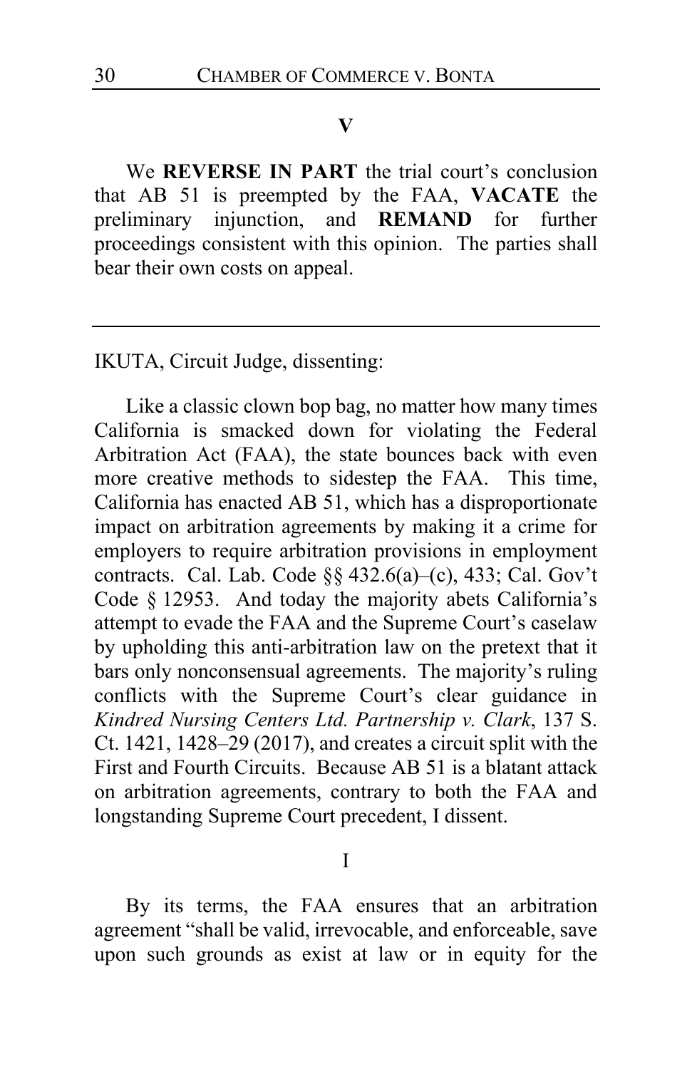## V

We **REVERSE IN PART** the trial court's conclusion that AB 51 is preempted by the FAA, **VACATE** the preliminary injunction, and **REMAND** for further proceedings consistent with this opinion. The parties shall bear their own costs on appeal.

---

IKUTA, Circuit Judge, dissenting:

Like a classic clown bop bag, no matter how many times California is smacked down for violating the Federal Arbitration Act (FAA), the state bounces back with even more creative methods to sidestep the FAA. This time, California has enacted AB 51, which has a disproportionate impact on arbitration agreements by making it a crime for employers to require arbitration provisions in employment contracts. Cal. Lab. Code §§ 432.6(a)–(c), 433; Cal. Gov't Code § 12953. And today the majority abets California's attempt to evade the FAA and the Supreme Court's caselaw by upholding this anti-arbitration law on the pretext that it bars only nonconsensual agreements. The majority's ruling conflicts with the Supreme Court's clear guidance in *Kindred Nursing Centers Ltd. Partnership v. Clark*, 137 S. Ct. 1421, 1428–29 (2017), and creates a circuit split with the First and Fourth Circuits. Because AB 51 is a blatant attack on arbitration agreements, contrary to both the FAA and longstanding Supreme Court precedent, I dissent.

I

By its terms, the FAA ensures that an arbitration agreement "shall be valid, irrevocable, and enforceable, save upon such grounds as exist at law or in equity for the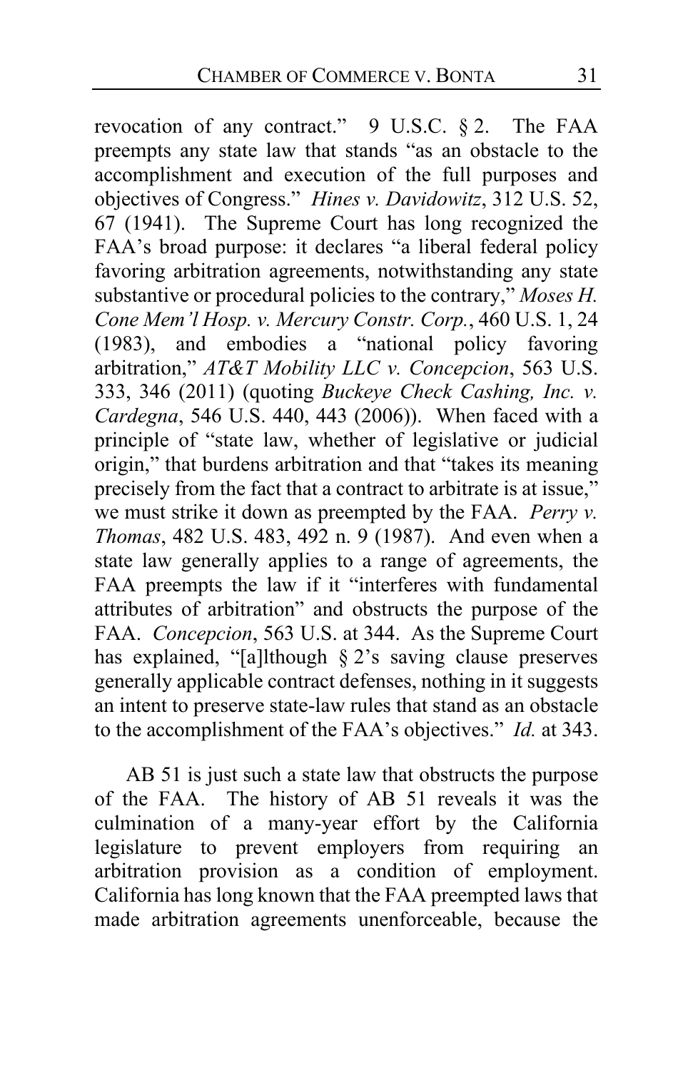revocation of any contract." 9 U.S.C. § 2. The FAA preempts any state law that stands "as an obstacle to the accomplishment and execution of the full purposes and objectives of Congress." *Hines v. Davidowitz*, 312 U.S. 52, 67 (1941). The Supreme Court has long recognized the FAA's broad purpose: it declares "a liberal federal policy favoring arbitration agreements, notwithstanding any state substantive or procedural policies to the contrary," *Moses H. Cone Mem'l Hosp. v. Mercury Constr. Corp.*, 460 U.S. 1, 24 (1983), and embodies a "national policy favoring arbitration," *AT&T Mobility LLC v. Concepcion*, 563 U.S. 333, 346 (2011) (quoting *Buckeye Check Cashing, Inc. v. Cardegna*, 546 U.S. 440, 443 (2006)). When faced with a principle of "state law, whether of legislative or judicial origin," that burdens arbitration and that "takes its meaning precisely from the fact that a contract to arbitrate is at issue," we must strike it down as preempted by the FAA. *Perry v. Thomas*, 482 U.S. 483, 492 n. 9 (1987). And even when a state law generally applies to a range of agreements, the FAA preempts the law if it "interferes with fundamental attributes of arbitration" and obstructs the purpose of the FAA. *Concepcion*, 563 U.S. at 344. As the Supreme Court has explained, "[a]lthough § 2's saving clause preserves generally applicable contract defenses, nothing in it suggests an intent to preserve state-law rules that stand as an obstacle to the accomplishment of the FAA's objectives." *Id.* at 343.

AB 51 is just such a state law that obstructs the purpose of the FAA. The history of AB 51 reveals it was the culmination of a many-year effort by the California legislature to prevent employers from requiring an arbitration provision as a condition of employment. California has long known that the FAA preempted laws that made arbitration agreements unenforceable, because the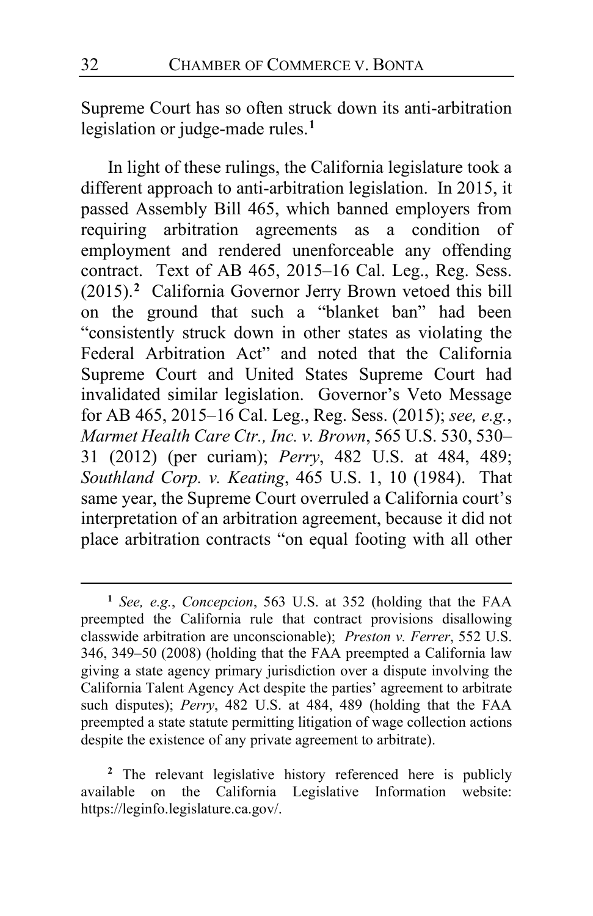Supreme Court has so often struck down its anti-arbitration legislation or judge-made rules.[1]

In light of these rulings, the California legislature took a different approach to anti-arbitration legislation. In 2015, it passed Assembly Bill 465, which banned employers from requiring arbitration agreements as a condition of employment and rendered unenforceable any offending contract. Text of AB 465, 2015–16 Cal. Leg., Reg. Sess. (2015).[2] California Governor Jerry Brown vetoed this bill on the ground that such a "blanket ban" had been "consistently struck down in other states as violating the Federal Arbitration Act" and noted that the California Supreme Court and United States Supreme Court had invalidated similar legislation. Governor's Veto Message for AB 465, 2015–16 Cal. Leg., Reg. Sess. (2015); *see, e.g.*, *Marmet Health Care Ctr., Inc. v. Brown*, 565 U.S. 530, 530–31 (2012) (per curiam); *Perry*, 482 U.S. at 484, 489; *Southland Corp. v. Keating*, 465 U.S. 1, 10 (1984). That same year, the Supreme Court overruled a California court's interpretation of an arbitration agreement, because it did not place arbitration contracts "on equal footing with all other

---

[1] *See, e.g.*, *Concepcion*, 563 U.S. at 352 (holding that the FAA preempted the California rule that contract provisions disallowing classwide arbitration are unconscionable); *Preston v. Ferrer*, 552 U.S. 346, 349–50 (2008) (holding that the FAA preempted a California law giving a state agency primary jurisdiction over a dispute involving the California Talent Agency Act despite the parties' agreement to arbitrate such disputes); *Perry*, 482 U.S. at 484, 489 (holding that the FAA preempted a state statute permitting litigation of wage collection actions despite the existence of any private agreement to arbitrate).

[2] The relevant legislative history referenced here is publicly available on the California Legislative Information website: https://leginfo.legislature.ca.gov/.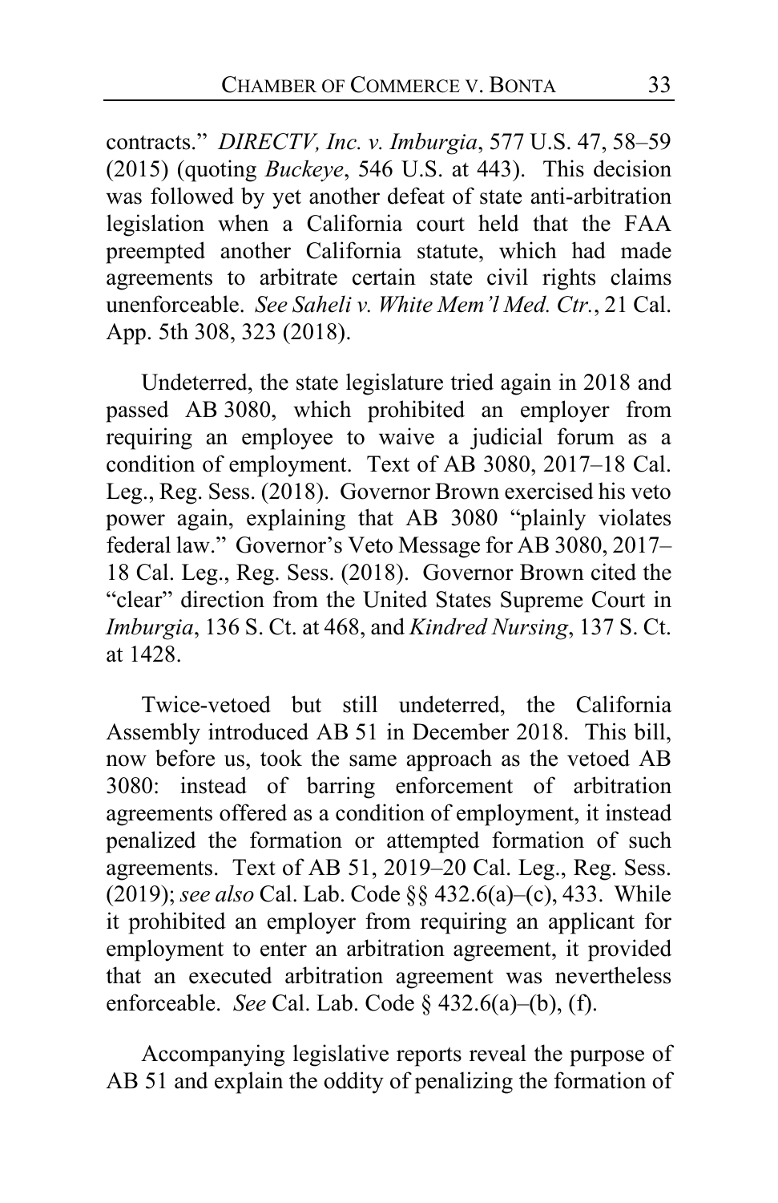contracts." *DIRECTV, Inc. v. Imburgia*, 577 U.S. 47, 58–59 (2015) (quoting *Buckeye*, 546 U.S. at 443). This decision was followed by yet another defeat of state anti-arbitration legislation when a California court held that the FAA preempted another California statute, which had made agreements to arbitrate certain state civil rights claims unenforceable. *See Saheli v. White Mem'l Med. Ctr.*, 21 Cal. App. 5th 308, 323 (2018).

Undeterred, the state legislature tried again in 2018 and passed AB 3080, which prohibited an employer from requiring an employee to waive a judicial forum as a condition of employment. Text of AB 3080, 2017–18 Cal. Leg., Reg. Sess. (2018). Governor Brown exercised his veto power again, explaining that AB 3080 "plainly violates federal law." Governor's Veto Message for AB 3080, 2017–18 Cal. Leg., Reg. Sess. (2018). Governor Brown cited the "clear" direction from the United States Supreme Court in *Imburgia*, 136 S. Ct. at 468, and *Kindred Nursing*, 137 S. Ct. at 1428.

Twice-vetoed but still undeterred, the California Assembly introduced AB 51 in December 2018. This bill, now before us, took the same approach as the vetoed AB 3080: instead of barring enforcement of arbitration agreements offered as a condition of employment, it instead penalized the formation or attempted formation of such agreements. Text of AB 51, 2019–20 Cal. Leg., Reg. Sess. (2019); *see also* Cal. Lab. Code §§ 432.6(a)–(c), 433. While it prohibited an employer from requiring an applicant for employment to enter an arbitration agreement, it provided that an executed arbitration agreement was nevertheless enforceable. *See* Cal. Lab. Code § 432.6(a)–(b), (f).

Accompanying legislative reports reveal the purpose of AB 51 and explain the oddity of penalizing the formation of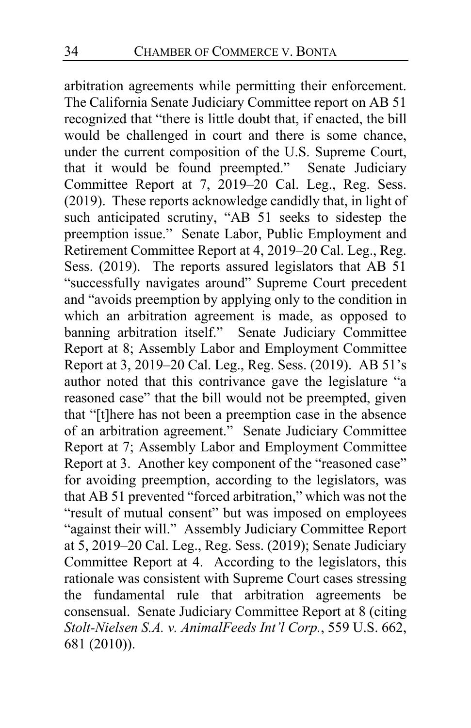arbitration agreements while permitting their enforcement. The California Senate Judiciary Committee report on AB 51 recognized that "there is little doubt that, if enacted, the bill would be challenged in court and there is some chance, under the current composition of the U.S. Supreme Court, that it would be found preempted." Senate Judiciary Committee Report at 7, 2019–20 Cal. Leg., Reg. Sess. (2019). These reports acknowledge candidly that, in light of such anticipated scrutiny, "AB 51 seeks to sidestep the preemption issue." Senate Labor, Public Employment and Retirement Committee Report at 4, 2019–20 Cal. Leg., Reg. Sess. (2019). The reports assured legislators that AB 51 "successfully navigates around" Supreme Court precedent and "avoids preemption by applying only to the condition in which an arbitration agreement is made, as opposed to banning arbitration itself." Senate Judiciary Committee Report at 8; Assembly Labor and Employment Committee Report at 3, 2019–20 Cal. Leg., Reg. Sess. (2019). AB 51's author noted that this contrivance gave the legislature "a reasoned case" that the bill would not be preempted, given that "[t]here has not been a preemption case in the absence of an arbitration agreement." Senate Judiciary Committee Report at 7; Assembly Labor and Employment Committee Report at 3. Another key component of the "reasoned case" for avoiding preemption, according to the legislators, was that AB 51 prevented "forced arbitration," which was not the "result of mutual consent" but was imposed on employees "against their will." Assembly Judiciary Committee Report at 5, 2019–20 Cal. Leg., Reg. Sess. (2019); Senate Judiciary Committee Report at 4. According to the legislators, this rationale was consistent with Supreme Court cases stressing the fundamental rule that arbitration agreements be consensual. Senate Judiciary Committee Report at 8 (citing *Stolt-Nielsen S.A. v. AnimalFeeds Int'l Corp.*, 559 U.S. 662, 681 (2010)).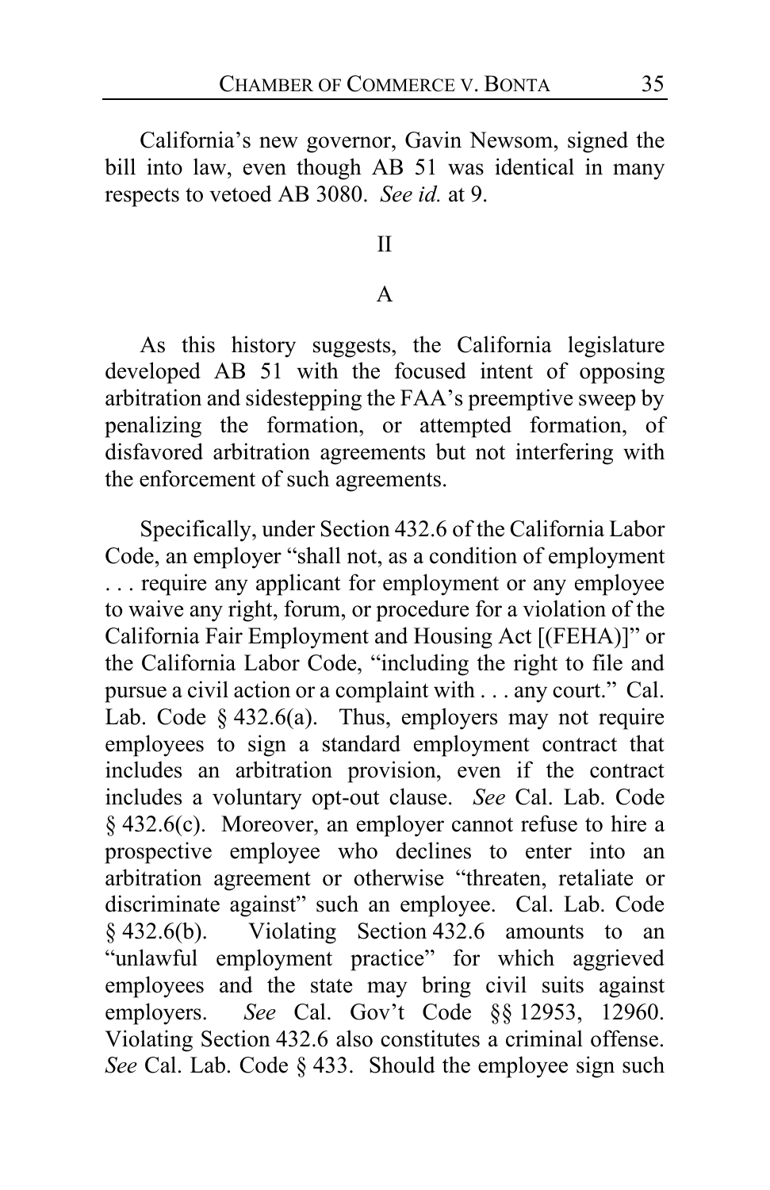California's new governor, Gavin Newsom, signed the bill into law, even though AB 51 was identical in many respects to vetoed AB 3080. *See id.* at 9.

## II

### A

As this history suggests, the California legislature developed AB 51 with the focused intent of opposing arbitration and sidestepping the FAA's preemptive sweep by penalizing the formation, or attempted formation, of disfavored arbitration agreements but not interfering with the enforcement of such agreements.

Specifically, under Section 432.6 of the California Labor Code, an employer "shall not, as a condition of employment . . . require any applicant for employment or any employee to waive any right, forum, or procedure for a violation of the California Fair Employment and Housing Act [(FEHA)]" or the California Labor Code, "including the right to file and pursue a civil action or a complaint with . . . any court." Cal. Lab. Code § 432.6(a). Thus, employers may not require employees to sign a standard employment contract that includes an arbitration provision, even if the contract includes a voluntary opt-out clause. *See* Cal. Lab. Code § 432.6(c). Moreover, an employer cannot refuse to hire a prospective employee who declines to enter into an arbitration agreement or otherwise "threaten, retaliate or discriminate against" such an employee. Cal. Lab. Code § 432.6(b). Violating Section 432.6 amounts to an "unlawful employment practice" for which aggrieved employees and the state may bring civil suits against employers. *See* Cal. Gov't Code §§ 12953, 12960. Violating Section 432.6 also constitutes a criminal offense. *See* Cal. Lab. Code § 433. Should the employee sign such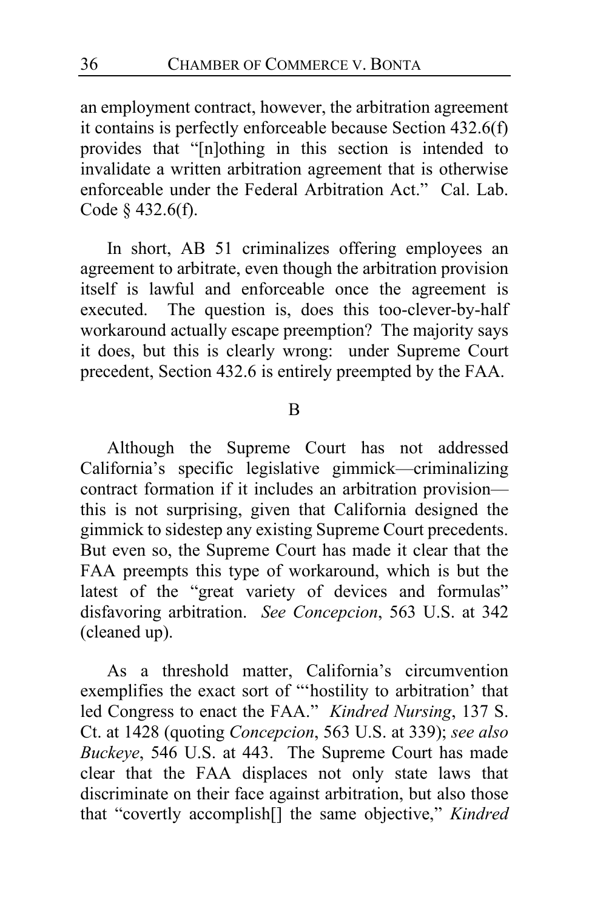an employment contract, however, the arbitration agreement it contains is perfectly enforceable because Section 432.6(f) provides that "[n]othing in this section is intended to invalidate a written arbitration agreement that is otherwise enforceable under the Federal Arbitration Act." Cal. Lab. Code § 432.6(f).

In short, AB 51 criminalizes offering employees an agreement to arbitrate, even though the arbitration provision itself is lawful and enforceable once the agreement is executed. The question is, does this too-clever-by-half workaround actually escape preemption? The majority says it does, but this is clearly wrong: under Supreme Court precedent, Section 432.6 is entirely preempted by the FAA.

## B

Although the Supreme Court has not addressed California's specific legislative gimmick—criminalizing contract formation if it includes an arbitration provision—this is not surprising, given that California designed the gimmick to sidestep any existing Supreme Court precedents. But even so, the Supreme Court has made it clear that the FAA preempts this type of workaround, which is but the latest of the "great variety of devices and formulas" disfavoring arbitration. *See Concepcion*, 563 U.S. at 342 (cleaned up).

As a threshold matter, California's circumvention exemplifies the exact sort of "'hostility to arbitration' that led Congress to enact the FAA." *Kindred Nursing*, 137 S. Ct. at 1428 (quoting *Concepcion*, 563 U.S. at 339); *see also Buckeye*, 546 U.S. at 443. The Supreme Court has made clear that the FAA displaces not only state laws that discriminate on their face against arbitration, but also those that "covertly accomplish[] the same objective," *Kindred*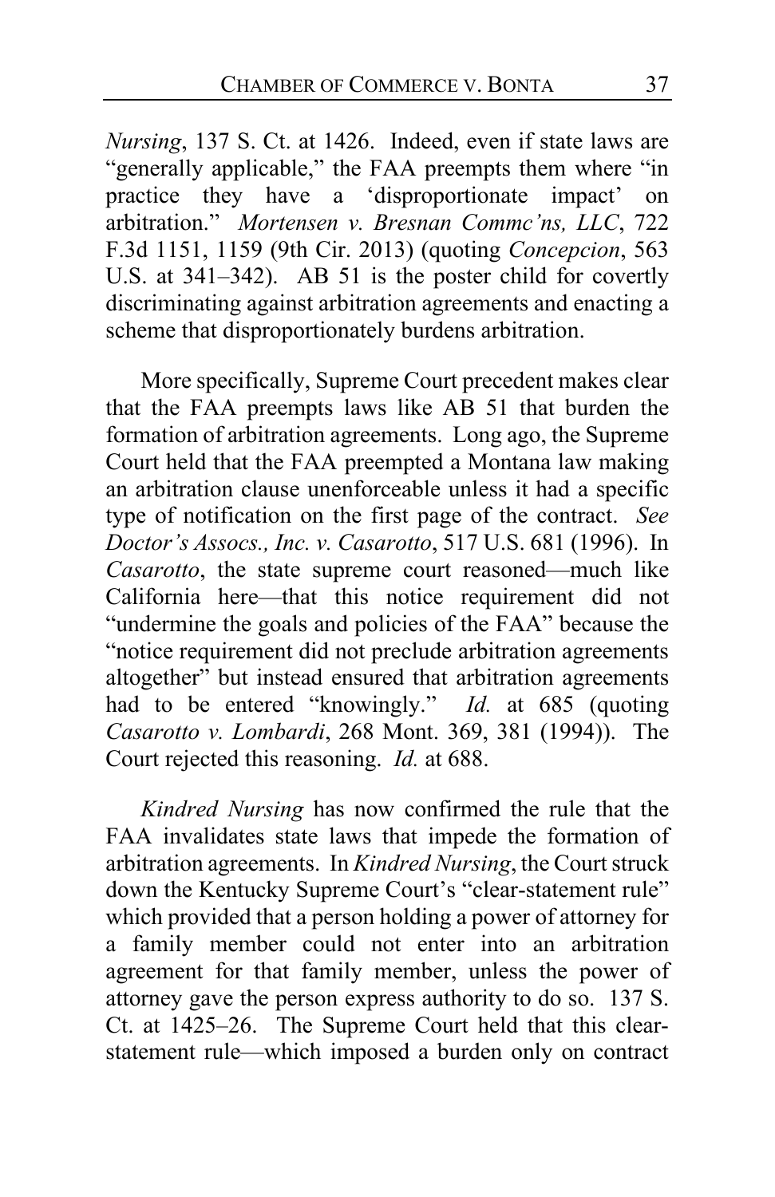*Nursing*, 137 S. Ct. at 1426. Indeed, even if state laws are "generally applicable," the FAA preempts them where "in practice they have a 'disproportionate impact' on arbitration." *Mortensen v. Bresnan Commc'ns, LLC*, 722 F.3d 1151, 1159 (9th Cir. 2013) (quoting *Concepcion*, 563 U.S. at 341–342). AB 51 is the poster child for covertly discriminating against arbitration agreements and enacting a scheme that disproportionately burdens arbitration.

More specifically, Supreme Court precedent makes clear that the FAA preempts laws like AB 51 that burden the formation of arbitration agreements. Long ago, the Supreme Court held that the FAA preempted a Montana law making an arbitration clause unenforceable unless it had a specific type of notification on the first page of the contract. *See Doctor's Assocs., Inc. v. Casarotto*, 517 U.S. 681 (1996). In *Casarotto*, the state supreme court reasoned—much like California here—that this notice requirement did not "undermine the goals and policies of the FAA" because the "notice requirement did not preclude arbitration agreements altogether" but instead ensured that arbitration agreements had to be entered "knowingly." *Id.* at 685 (quoting *Casarotto v. Lombardi*, 268 Mont. 369, 381 (1994)). The Court rejected this reasoning. *Id.* at 688.

*Kindred Nursing* has now confirmed the rule that the FAA invalidates state laws that impede the formation of arbitration agreements. In *Kindred Nursing*, the Court struck down the Kentucky Supreme Court's "clear-statement rule" which provided that a person holding a power of attorney for a family member could not enter into an arbitration agreement for that family member, unless the power of attorney gave the person express authority to do so. 137 S. Ct. at 1425–26. The Supreme Court held that this clear-statement rule—which imposed a burden only on contract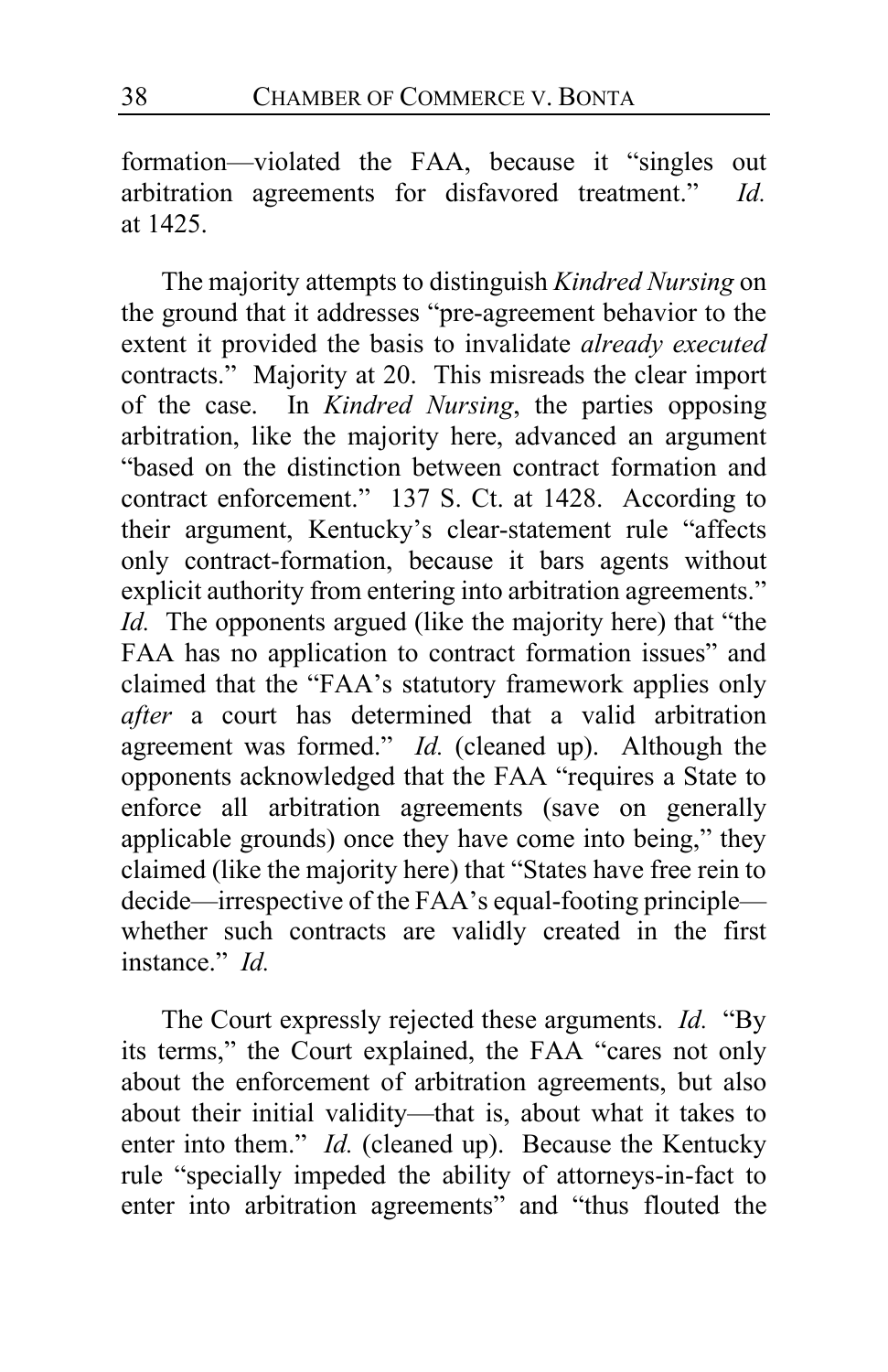formation—violated the FAA, because it "singles out arbitration agreements for disfavored treatment." *Id.* at 1425.

The majority attempts to distinguish *Kindred Nursing* on the ground that it addresses "pre-agreement behavior to the extent it provided the basis to invalidate *already executed* contracts." Majority at 20. This misreads the clear import of the case. In *Kindred Nursing*, the parties opposing arbitration, like the majority here, advanced an argument "based on the distinction between contract formation and contract enforcement." 137 S. Ct. at 1428. According to their argument, Kentucky's clear-statement rule "affects only contract-formation, because it bars agents without explicit authority from entering into arbitration agreements." *Id.* The opponents argued (like the majority here) that "the FAA has no application to contract formation issues" and claimed that the "FAA's statutory framework applies only *after* a court has determined that a valid arbitration agreement was formed." *Id.* (cleaned up). Although the opponents acknowledged that the FAA "requires a State to enforce all arbitration agreements (save on generally applicable grounds) once they have come into being," they claimed (like the majority here) that "States have free rein to decide—irrespective of the FAA's equal-footing principle—whether such contracts are validly created in the first instance." *Id.*

The Court expressly rejected these arguments. *Id.* "By its terms," the Court explained, the FAA "cares not only about the enforcement of arbitration agreements, but also about their initial validity—that is, about what it takes to enter into them." *Id.* (cleaned up). Because the Kentucky rule "specially impeded the ability of attorneys-in-fact to enter into arbitration agreements" and "thus flouted the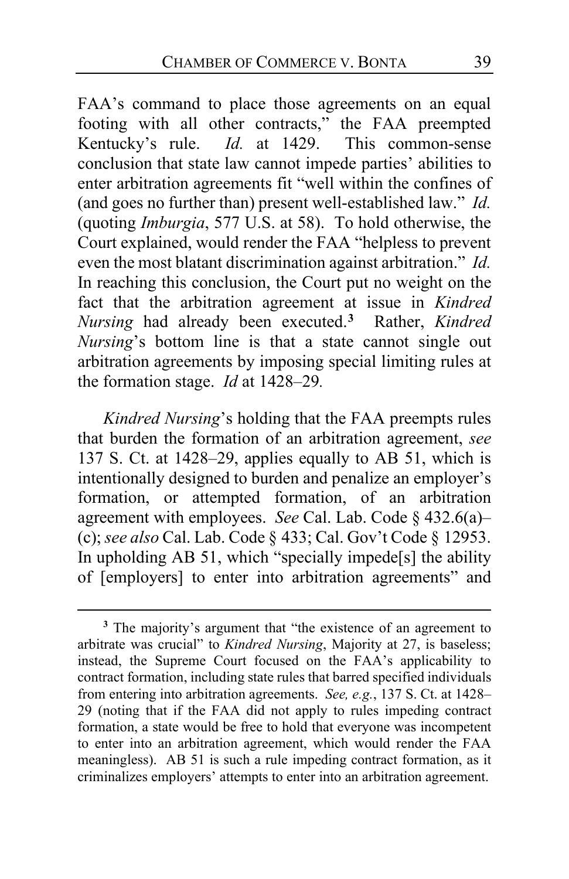FAA's command to place those agreements on an equal footing with all other contracts," the FAA preempted Kentucky's rule. *Id.* at 1429. This common-sense conclusion that state law cannot impede parties' abilities to enter arbitration agreements fit "well within the confines of (and goes no further than) present well-established law." *Id.* (quoting *Imburgia*, 577 U.S. at 58). To hold otherwise, the Court explained, would render the FAA "helpless to prevent even the most blatant discrimination against arbitration." *Id.* In reaching this conclusion, the Court put no weight on the fact that the arbitration agreement at issue in *Kindred Nursing* had already been executed.[3] Rather, *Kindred Nursing*'s bottom line is that a state cannot single out arbitration agreements by imposing special limiting rules at the formation stage. *Id* at 1428–29.

*Kindred Nursing*'s holding that the FAA preempts rules that burden the formation of an arbitration agreement, *see* 137 S. Ct. at 1428–29, applies equally to AB 51, which is intentionally designed to burden and penalize an employer's formation, or attempted formation, of an arbitration agreement with employees. *See* Cal. Lab. Code § 432.6(a)–(c); *see also* Cal. Lab. Code § 433; Cal. Gov't Code § 12953. In upholding AB 51, which "specially impede[s] the ability of [employers] to enter into arbitration agreements" and

---

[3] The majority's argument that "the existence of an agreement to arbitrate was crucial" to *Kindred Nursing*, Majority at 27, is baseless; instead, the Supreme Court focused on the FAA's applicability to contract formation, including state rules that barred specified individuals from entering into arbitration agreements. *See, e.g.*, 137 S. Ct. at 1428–29 (noting that if the FAA did not apply to rules impeding contract formation, a state would be free to hold that everyone was incompetent to enter into an arbitration agreement, which would render the FAA meaningless). AB 51 is such a rule impeding contract formation, as it criminalizes employers' attempts to enter into an arbitration agreement.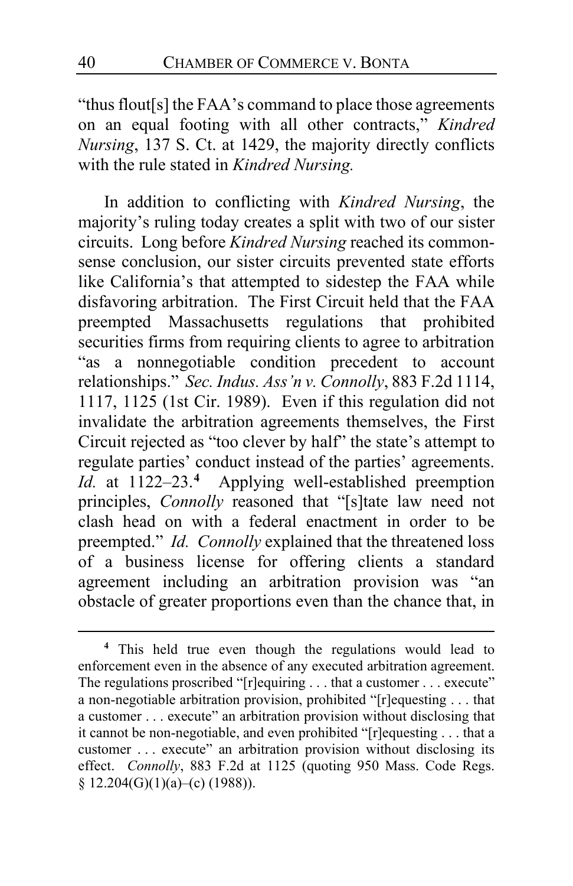"thus flout[s] the FAA's command to place those agreements on an equal footing with all other contracts," *Kindred Nursing*, 137 S. Ct. at 1429, the majority directly conflicts with the rule stated in *Kindred Nursing.*

In addition to conflicting with *Kindred Nursing*, the majority's ruling today creates a split with two of our sister circuits. Long before *Kindred Nursing* reached its common-sense conclusion, our sister circuits prevented state efforts like California's that attempted to sidestep the FAA while disfavoring arbitration. The First Circuit held that the FAA preempted Massachusetts regulations that prohibited securities firms from requiring clients to agree to arbitration "as a nonnegotiable condition precedent to account relationships." *Sec. Indus. Ass'n v. Connolly*, 883 F.2d 1114, 1117, 1125 (1st Cir. 1989). Even if this regulation did not invalidate the arbitration agreements themselves, the First Circuit rejected as "too clever by half" the state's attempt to regulate parties' conduct instead of the parties' agreements. *Id.* at 1122–23.[4] Applying well-established preemption principles, *Connolly* reasoned that "[s]tate law need not clash head on with a federal enactment in order to be preempted." *Id.* *Connolly* explained that the threatened loss of a business license for offering clients a standard agreement including an arbitration provision was "an obstacle of greater proportions even than the chance that, in

[4] This held true even though the regulations would lead to enforcement even in the absence of any executed arbitration agreement. The regulations proscribed "[r]equiring . . . that a customer . . . execute" a non-negotiable arbitration provision, prohibited "[r]equesting . . . that a customer . . . execute" an arbitration provision without disclosing that it cannot be non-negotiable, and even prohibited "[r]equesting . . . that a customer . . . execute" an arbitration provision without disclosing its effect. *Connolly*, 883 F.2d at 1125 (quoting 950 Mass. Code Regs. § 12.204(G)(1)(a)–(c) (1988)).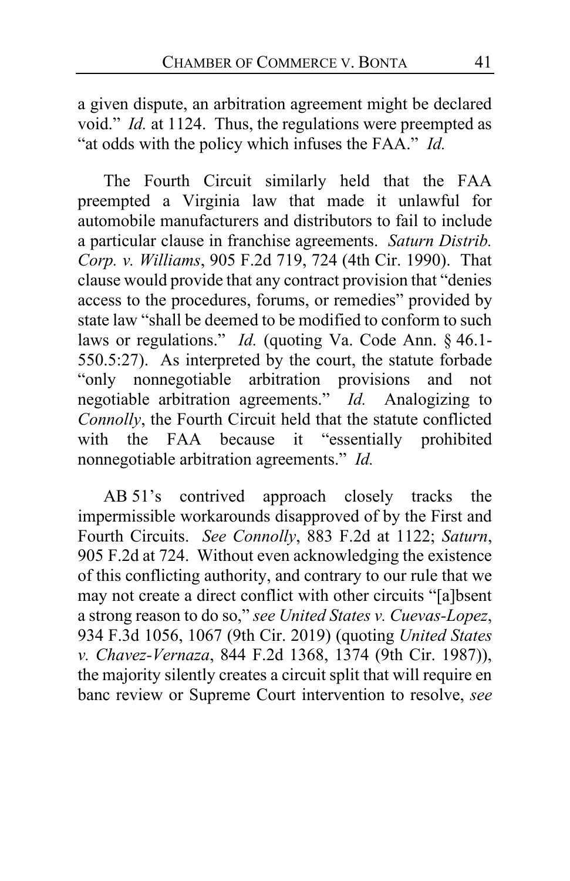a given dispute, an arbitration agreement might be declared void." *Id.* at 1124. Thus, the regulations were preempted as "at odds with the policy which infuses the FAA." *Id.*

The Fourth Circuit similarly held that the FAA preempted a Virginia law that made it unlawful for automobile manufacturers and distributors to fail to include a particular clause in franchise agreements. *Saturn Distrib. Corp. v. Williams*, 905 F.2d 719, 724 (4th Cir. 1990). That clause would provide that any contract provision that "denies access to the procedures, forums, or remedies" provided by state law "shall be deemed to be modified to conform to such laws or regulations." *Id.* (quoting Va. Code Ann. § 46.1-550.5:27). As interpreted by the court, the statute forbade "only nonnegotiable arbitration provisions and not negotiable arbitration agreements." *Id.* Analogizing to *Connolly*, the Fourth Circuit held that the statute conflicted with the FAA because it "essentially prohibited nonnegotiable arbitration agreements." *Id.*

AB 51's contrived approach closely tracks the impermissible workarounds disapproved of by the First and Fourth Circuits. *See Connolly*, 883 F.2d at 1122; *Saturn*, 905 F.2d at 724. Without even acknowledging the existence of this conflicting authority, and contrary to our rule that we may not create a direct conflict with other circuits "[a]bsent a strong reason to do so," *see United States v. Cuevas-Lopez*, 934 F.3d 1056, 1067 (9th Cir. 2019) (quoting *United States v. Chavez-Vernaza*, 844 F.2d 1368, 1374 (9th Cir. 1987)), the majority silently creates a circuit split that will require en banc review or Supreme Court intervention to resolve, *see*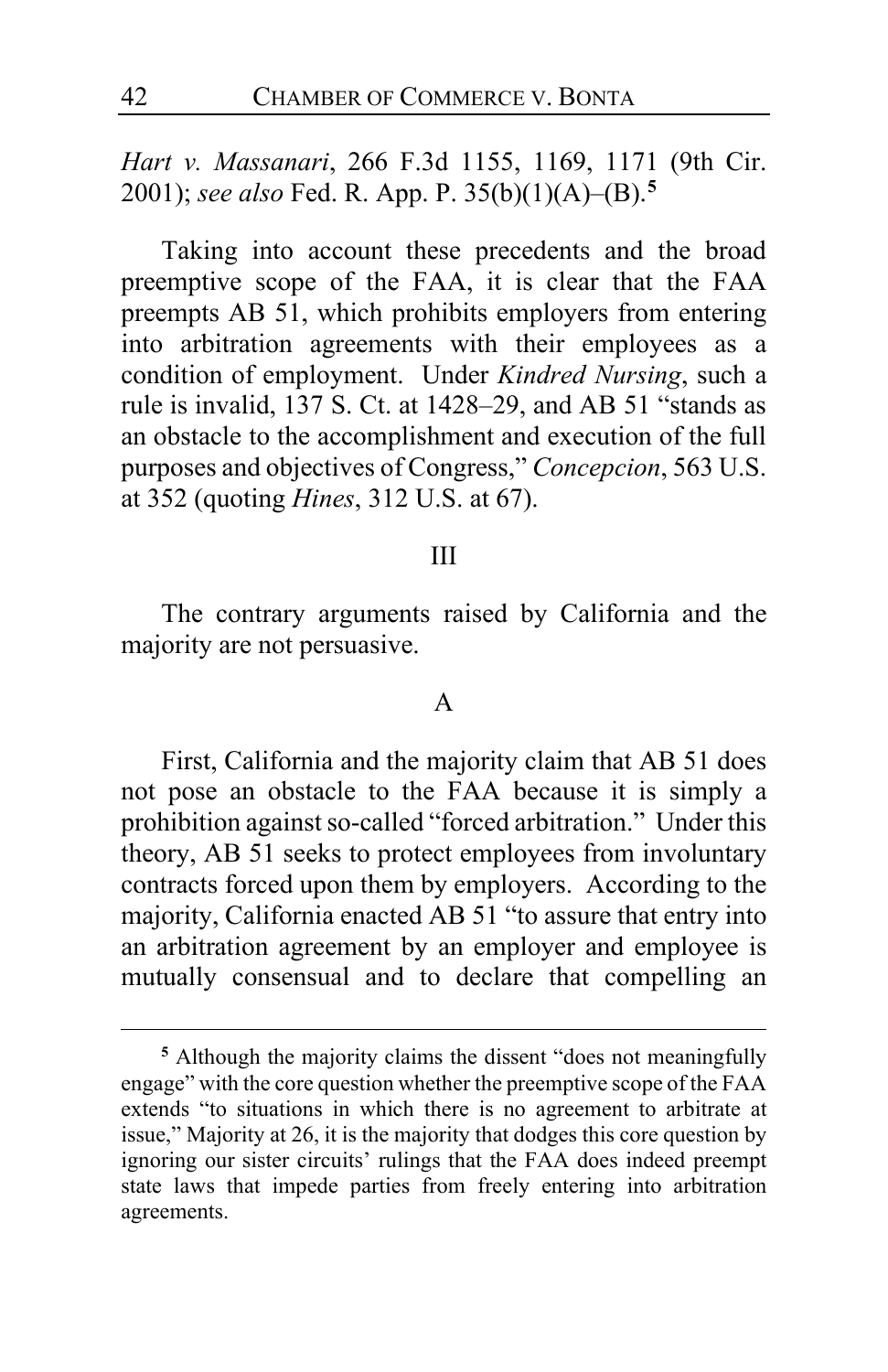*Hart v. Massanari*, 266 F.3d 1155, 1169, 1171 (9th Cir. 2001); *see also* Fed. R. App. P. 35(b)(1)(A)–(B).[5]

Taking into account these precedents and the broad preemptive scope of the FAA, it is clear that the FAA preempts AB 51, which prohibits employers from entering into arbitration agreements with their employees as a condition of employment. Under *Kindred Nursing*, such a rule is invalid, 137 S. Ct. at 1428–29, and AB 51 "stands as an obstacle to the accomplishment and execution of the full purposes and objectives of Congress," *Concepcion*, 563 U.S. at 352 (quoting *Hines*, 312 U.S. at 67).

## III

The contrary arguments raised by California and the majority are not persuasive.

### A

First, California and the majority claim that AB 51 does not pose an obstacle to the FAA because it is simply a prohibition against so-called "forced arbitration." Under this theory, AB 51 seeks to protect employees from involuntary contracts forced upon them by employers. According to the majority, California enacted AB 51 "to assure that entry into an arbitration agreement by an employer and employee is mutually consensual and to declare that compelling an

---

[5] Although the majority claims the dissent "does not meaningfully engage" with the core question whether the preemptive scope of the FAA extends "to situations in which there is no agreement to arbitrate at issue," Majority at 26, it is the majority that dodges this core question by ignoring our sister circuits' rulings that the FAA does indeed preempt state laws that impede parties from freely entering into arbitration agreements.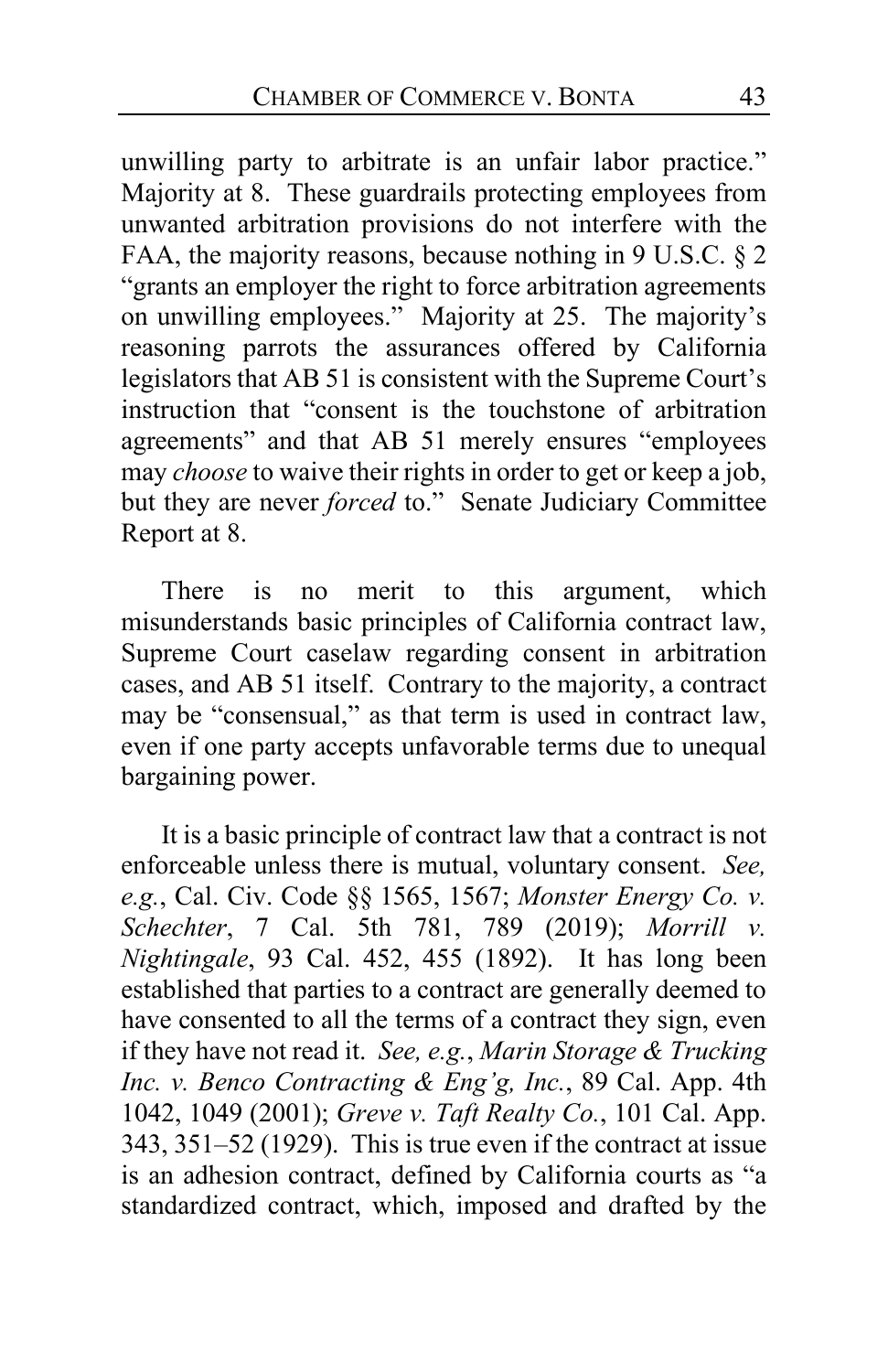unwilling party to arbitrate is an unfair labor practice." Majority at 8. These guardrails protecting employees from unwanted arbitration provisions do not interfere with the FAA, the majority reasons, because nothing in 9 U.S.C. § 2 "grants an employer the right to force arbitration agreements on unwilling employees." Majority at 25. The majority's reasoning parrots the assurances offered by California legislators that AB 51 is consistent with the Supreme Court's instruction that "consent is the touchstone of arbitration agreements" and that AB 51 merely ensures "employees may *choose* to waive their rights in order to get or keep a job, but they are never *forced* to." Senate Judiciary Committee Report at 8.

There is no merit to this argument, which misunderstands basic principles of California contract law, Supreme Court caselaw regarding consent in arbitration cases, and AB 51 itself. Contrary to the majority, a contract may be "consensual," as that term is used in contract law, even if one party accepts unfavorable terms due to unequal bargaining power.

It is a basic principle of contract law that a contract is not enforceable unless there is mutual, voluntary consent. *See, e.g.*, Cal. Civ. Code §§ 1565, 1567; *Monster Energy Co. v. Schechter*, 7 Cal. 5th 781, 789 (2019); *Morrill v. Nightingale*, 93 Cal. 452, 455 (1892). It has long been established that parties to a contract are generally deemed to have consented to all the terms of a contract they sign, even if they have not read it. *See, e.g.*, *Marin Storage & Trucking Inc. v. Benco Contracting & Eng'g, Inc.*, 89 Cal. App. 4th 1042, 1049 (2001); *Greve v. Taft Realty Co.*, 101 Cal. App. 343, 351–52 (1929). This is true even if the contract at issue is an adhesion contract, defined by California courts as "a standardized contract, which, imposed and drafted by the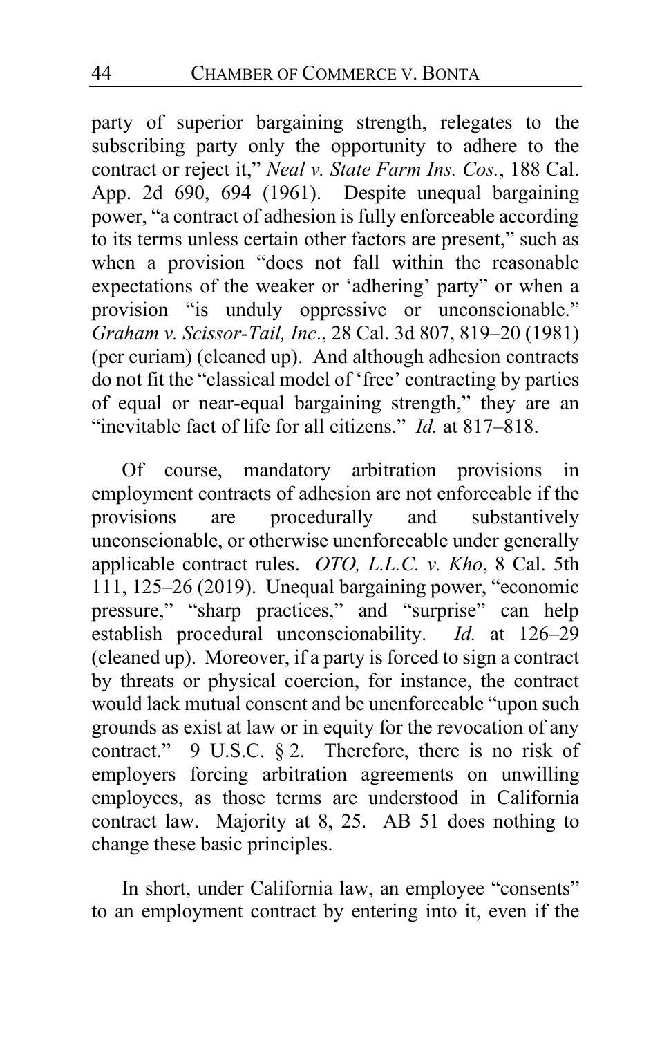party of superior bargaining strength, relegates to the subscribing party only the opportunity to adhere to the contract or reject it," *Neal v. State Farm Ins. Cos.*, 188 Cal. App. 2d 690, 694 (1961). Despite unequal bargaining power, "a contract of adhesion is fully enforceable according to its terms unless certain other factors are present," such as when a provision "does not fall within the reasonable expectations of the weaker or 'adhering' party" or when a provision "is unduly oppressive or unconscionable." *Graham v. Scissor-Tail, Inc*., 28 Cal. 3d 807, 819–20 (1981) (per curiam) (cleaned up). And although adhesion contracts do not fit the "classical model of 'free' contracting by parties of equal or near-equal bargaining strength," they are an "inevitable fact of life for all citizens." *Id.* at 817–818.

Of course, mandatory arbitration provisions in employment contracts of adhesion are not enforceable if the provisions are procedurally and substantively unconscionable, or otherwise unenforceable under generally applicable contract rules. *OTO, L.L.C. v. Kho*, 8 Cal. 5th 111, 125–26 (2019). Unequal bargaining power, "economic pressure," "sharp practices," and "surprise" can help establish procedural unconscionability. *Id.* at 126–29 (cleaned up). Moreover, if a party is forced to sign a contract by threats or physical coercion, for instance, the contract would lack mutual consent and be unenforceable "upon such grounds as exist at law or in equity for the revocation of any contract." 9 U.S.C. § 2. Therefore, there is no risk of employers forcing arbitration agreements on unwilling employees, as those terms are understood in California contract law. Majority at 8, 25. AB 51 does nothing to change these basic principles.

In short, under California law, an employee "consents" to an employment contract by entering into it, even if the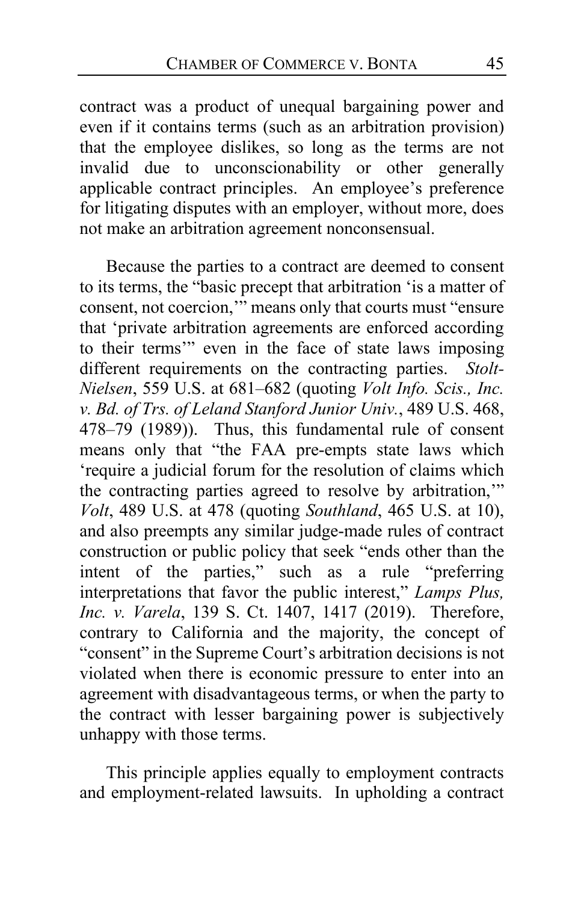contract was a product of unequal bargaining power and even if it contains terms (such as an arbitration provision) that the employee dislikes, so long as the terms are not invalid due to unconscionability or other generally applicable contract principles. An employee's preference for litigating disputes with an employer, without more, does not make an arbitration agreement nonconsensual.

Because the parties to a contract are deemed to consent to its terms, the "basic precept that arbitration 'is a matter of consent, not coercion,'" means only that courts must "ensure that 'private arbitration agreements are enforced according to their terms'" even in the face of state laws imposing different requirements on the contracting parties. *Stolt-Nielsen*, 559 U.S. at 681–682 (quoting *Volt Info. Scis., Inc. v. Bd. of Trs. of Leland Stanford Junior Univ.*, 489 U.S. 468, 478–79 (1989)). Thus, this fundamental rule of consent means only that "the FAA pre-empts state laws which 'require a judicial forum for the resolution of claims which the contracting parties agreed to resolve by arbitration,'" *Volt*, 489 U.S. at 478 (quoting *Southland*, 465 U.S. at 10), and also preempts any similar judge-made rules of contract construction or public policy that seek "ends other than the intent of the parties," such as a rule "preferring interpretations that favor the public interest," *Lamps Plus, Inc. v. Varela*, 139 S. Ct. 1407, 1417 (2019). Therefore, contrary to California and the majority, the concept of "consent" in the Supreme Court's arbitration decisions is not violated when there is economic pressure to enter into an agreement with disadvantageous terms, or when the party to the contract with lesser bargaining power is subjectively unhappy with those terms.

This principle applies equally to employment contracts and employment-related lawsuits. In upholding a contract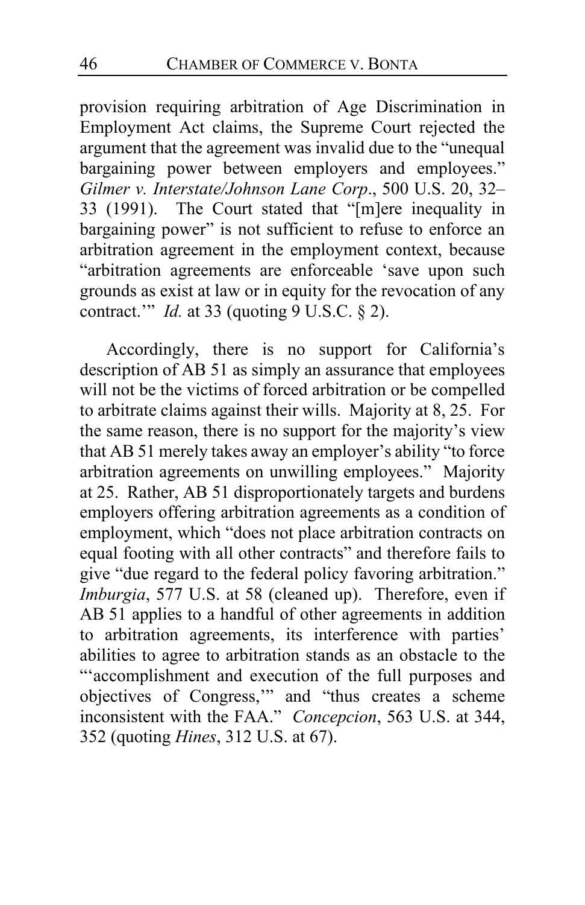provision requiring arbitration of Age Discrimination in Employment Act claims, the Supreme Court rejected the argument that the agreement was invalid due to the "unequal bargaining power between employers and employees." *Gilmer v. Interstate/Johnson Lane Corp*., 500 U.S. 20, 32–33 (1991). The Court stated that "[m]ere inequality in bargaining power" is not sufficient to refuse to enforce an arbitration agreement in the employment context, because "arbitration agreements are enforceable 'save upon such grounds as exist at law or in equity for the revocation of any contract.'" *Id.* at 33 (quoting 9 U.S.C. § 2).

Accordingly, there is no support for California's description of AB 51 as simply an assurance that employees will not be the victims of forced arbitration or be compelled to arbitrate claims against their wills. Majority at 8, 25. For the same reason, there is no support for the majority's view that AB 51 merely takes away an employer's ability "to force arbitration agreements on unwilling employees." Majority at 25. Rather, AB 51 disproportionately targets and burdens employers offering arbitration agreements as a condition of employment, which "does not place arbitration contracts on equal footing with all other contracts" and therefore fails to give "due regard to the federal policy favoring arbitration." *Imburgia*, 577 U.S. at 58 (cleaned up). Therefore, even if AB 51 applies to a handful of other agreements in addition to arbitration agreements, its interference with parties' abilities to agree to arbitration stands as an obstacle to the "'accomplishment and execution of the full purposes and objectives of Congress,'" and "thus creates a scheme inconsistent with the FAA." *Concepcion*, 563 U.S. at 344, 352 (quoting *Hines*, 312 U.S. at 67).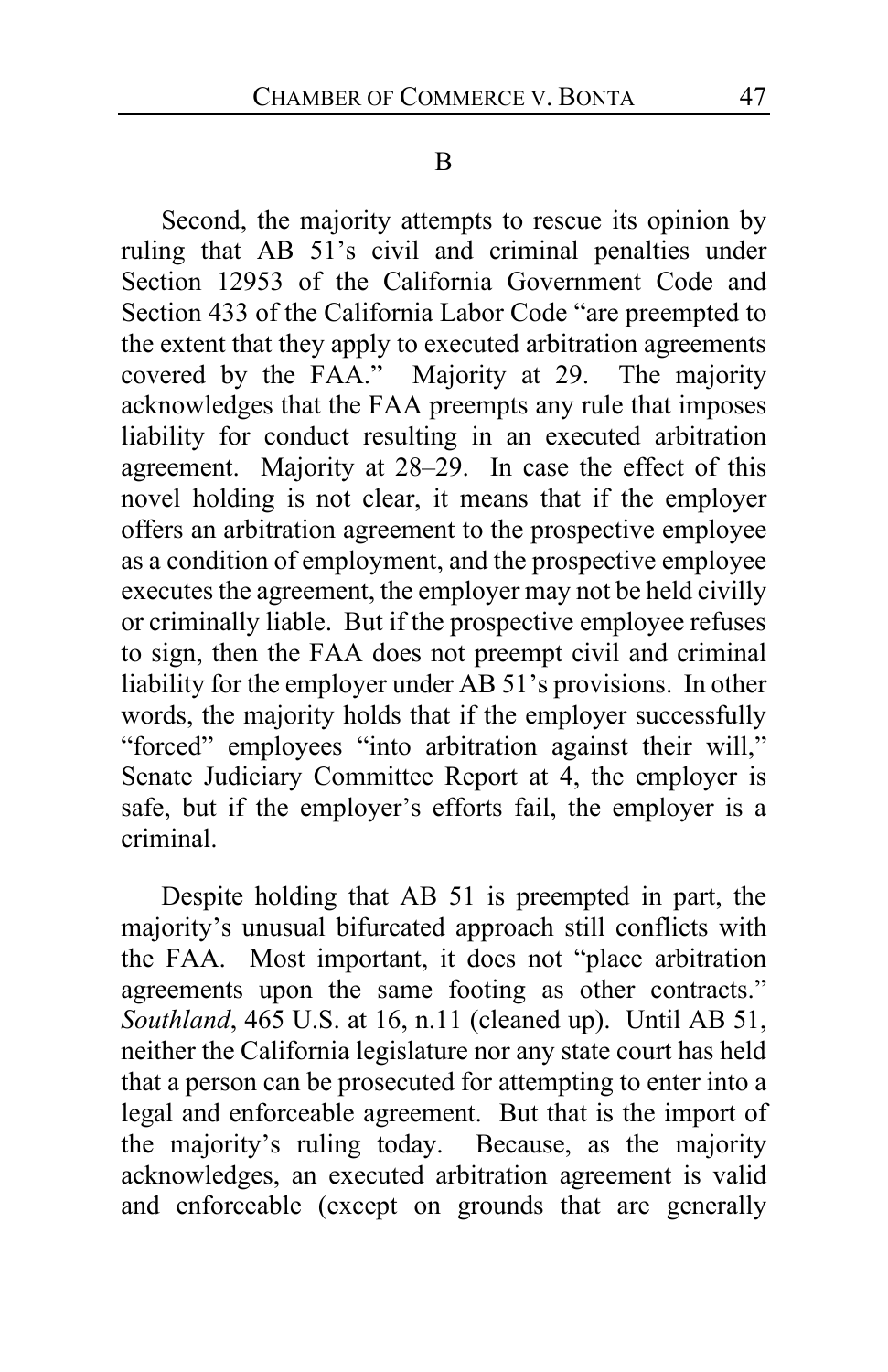## B

Second, the majority attempts to rescue its opinion by ruling that AB 51's civil and criminal penalties under Section 12953 of the California Government Code and Section 433 of the California Labor Code "are preempted to the extent that they apply to executed arbitration agreements covered by the FAA." Majority at 29. The majority acknowledges that the FAA preempts any rule that imposes liability for conduct resulting in an executed arbitration agreement. Majority at 28–29. In case the effect of this novel holding is not clear, it means that if the employer offers an arbitration agreement to the prospective employee as a condition of employment, and the prospective employee executes the agreement, the employer may not be held civilly or criminally liable. But if the prospective employee refuses to sign, then the FAA does not preempt civil and criminal liability for the employer under AB 51's provisions. In other words, the majority holds that if the employer successfully "forced" employees "into arbitration against their will," Senate Judiciary Committee Report at 4, the employer is safe, but if the employer's efforts fail, the employer is a criminal.

Despite holding that AB 51 is preempted in part, the majority's unusual bifurcated approach still conflicts with the FAA. Most important, it does not "place arbitration agreements upon the same footing as other contracts." *Southland*, 465 U.S. at 16, n.11 (cleaned up). Until AB 51, neither the California legislature nor any state court has held that a person can be prosecuted for attempting to enter into a legal and enforceable agreement. But that is the import of the majority's ruling today. Because, as the majority acknowledges, an executed arbitration agreement is valid and enforceable (except on grounds that are generally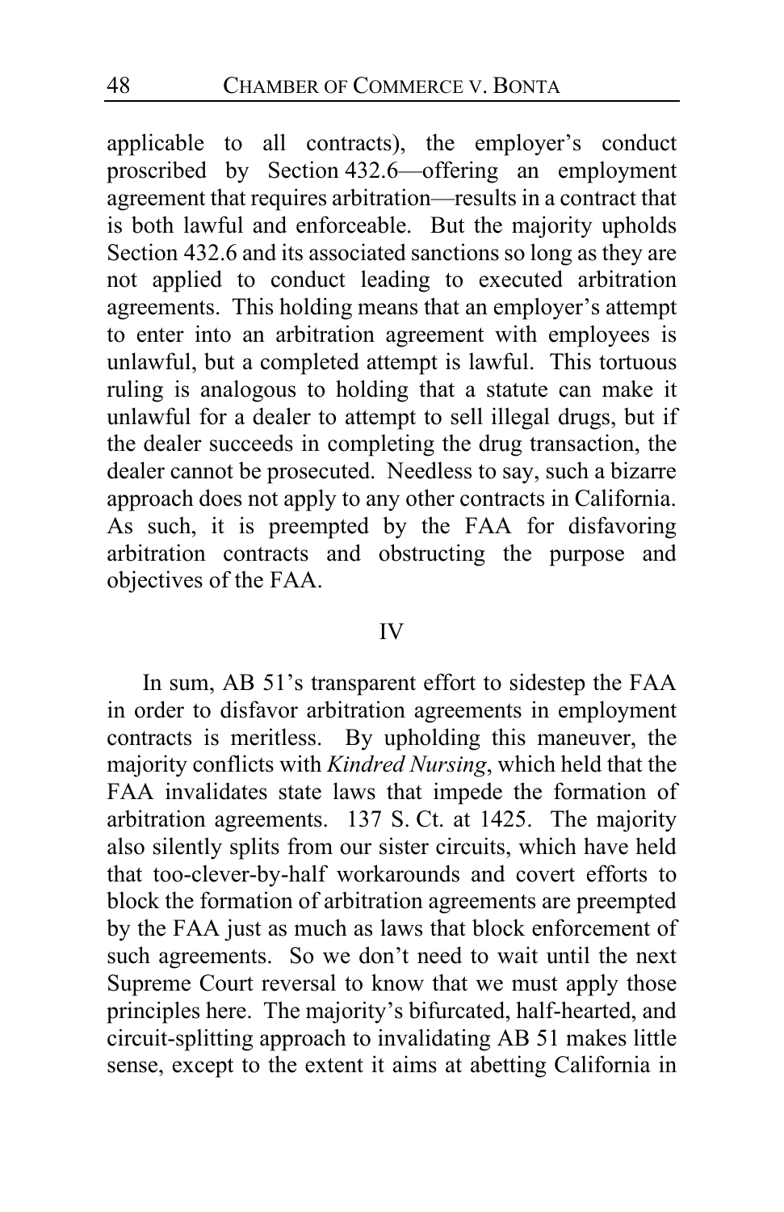applicable to all contracts), the employer's conduct proscribed by Section 432.6—offering an employment agreement that requires arbitration—results in a contract that is both lawful and enforceable. But the majority upholds Section 432.6 and its associated sanctions so long as they are not applied to conduct leading to executed arbitration agreements. This holding means that an employer's attempt to enter into an arbitration agreement with employees is unlawful, but a completed attempt is lawful. This tortuous ruling is analogous to holding that a statute can make it unlawful for a dealer to attempt to sell illegal drugs, but if the dealer succeeds in completing the drug transaction, the dealer cannot be prosecuted. Needless to say, such a bizarre approach does not apply to any other contracts in California. As such, it is preempted by the FAA for disfavoring arbitration contracts and obstructing the purpose and objectives of the FAA.

## IV

In sum, AB 51's transparent effort to sidestep the FAA in order to disfavor arbitration agreements in employment contracts is meritless. By upholding this maneuver, the majority conflicts with *Kindred Nursing*, which held that the FAA invalidates state laws that impede the formation of arbitration agreements. 137 S. Ct. at 1425. The majority also silently splits from our sister circuits, which have held that too-clever-by-half workarounds and covert efforts to block the formation of arbitration agreements are preempted by the FAA just as much as laws that block enforcement of such agreements. So we don't need to wait until the next Supreme Court reversal to know that we must apply those principles here. The majority's bifurcated, half-hearted, and circuit-splitting approach to invalidating AB 51 makes little sense, except to the extent it aims at abetting California in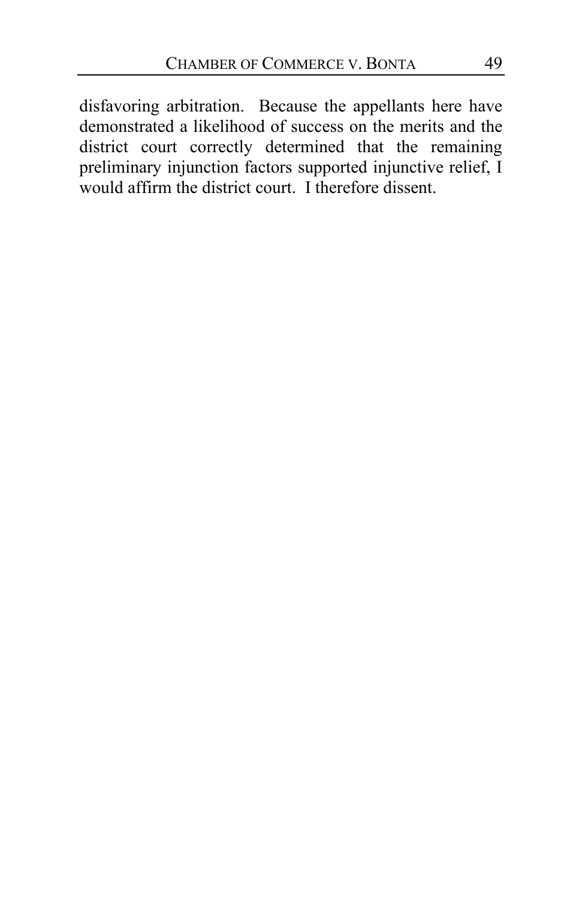disfavoring arbitration. Because the appellants here have demonstrated a likelihood of success on the merits and the district court correctly determined that the remaining preliminary injunction factors supported injunctive relief, I would affirm the district court. I therefore dissent.